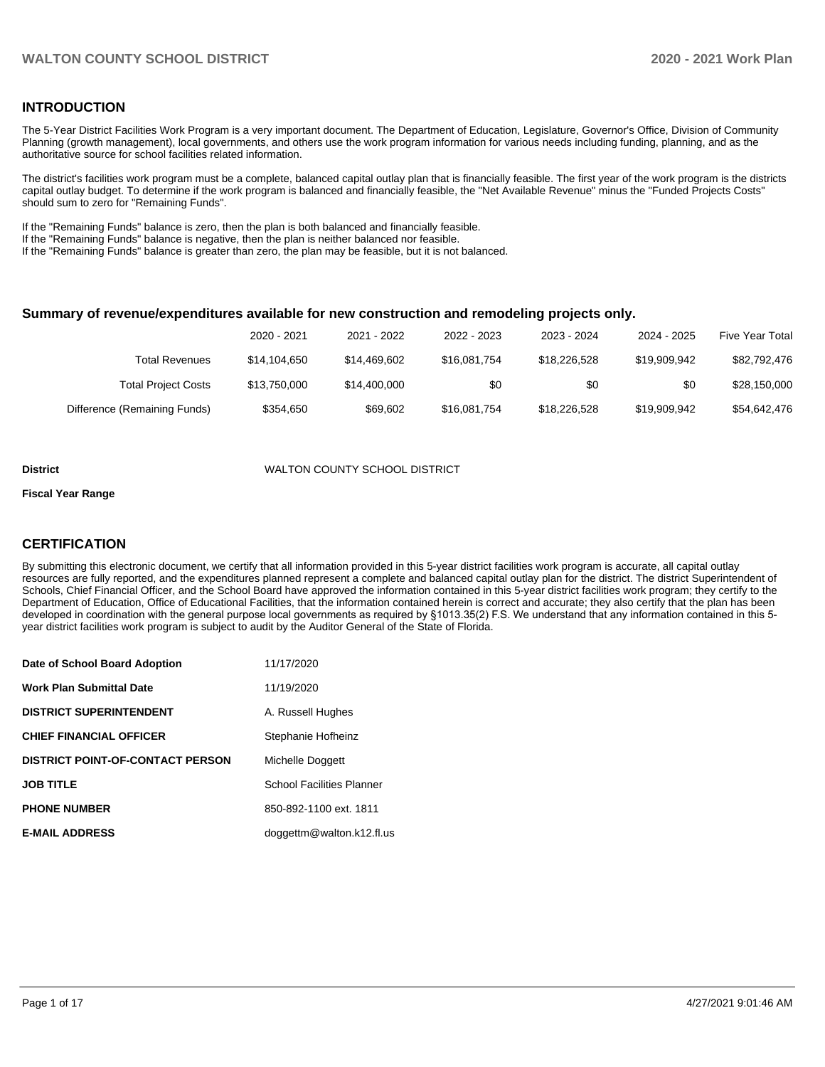## INTRODUCTION

The 5-Year District Facilities Work Program is a very important document. The Department of Education, Legislature, Governor's Office, Division of Community Planning (growth management), local governments, and others use the work program information for various needs including funding, planning, and as the authoritative source for school facilities related information.

The district's facilities work program must be a complete, balanced capital outlay plan that is financially feasible. The first year of the work program is the districts capital outlay budget. To determine if the work program is balanced and financially feasible, the "Net Available Revenue" minus the "Funded Projects Costs" should sum to zero for "Remaining Funds".

If the "Remaining Funds" balance is zero, then the plan is both balanced and financially feasible.
If the "Remaining Funds" balance is negative, then the plan is neither balanced nor feasible.
If the "Remaining Funds" balance is greater than zero, the plan may be feasible, but it is not balanced.

### Summary of revenue/expenditures available for new construction and remodeling projects only.

| | 2020 - 2021 | 2021 - 2022 | 2022 - 2023 | 2023 - 2024 | 2024 - 2025 | Five Year Total |
|---|---|---|---|---|---|---|
| Total Revenues | $14,104,650 | $14,469,602 | $16,081,754 | $18,226,528 | $19,909,942 | $82,792,476 |
| Total Project Costs | $13,750,000 | $14,400,000 | $0 | $0 | $0 | $28,150,000 |
| Difference (Remaining Funds) | $354,650 | $69,602 | $16,081,754 | $18,226,528 | $19,909,942 | $54,642,476 |

**District** WALTON COUNTY SCHOOL DISTRICT

**Fiscal Year Range**

## CERTIFICATION

By submitting this electronic document, we certify that all information provided in this 5-year district facilities work program is accurate, all capital outlay resources are fully reported, and the expenditures planned represent a complete and balanced capital outlay plan for the district. The district Superintendent of Schools, Chief Financial Officer, and the School Board have approved the information contained in this 5-year district facilities work program; they certify to the Department of Education, Office of Educational Facilities, that the information contained herein is correct and accurate; they also certify that the plan has been developed in coordination with the general purpose local governments as required by §1013.35(2) F.S. We understand that any information contained in this 5-year district facilities work program is subject to audit by the Auditor General of the State of Florida.

| | |
|---|---|
| **Date of School Board Adoption** | 11/17/2020 |
| **Work Plan Submittal Date** | 11/19/2020 |
| **DISTRICT SUPERINTENDENT** | A. Russell Hughes |
| **CHIEF FINANCIAL OFFICER** | Stephanie Hofheinz |
| **DISTRICT POINT-OF-CONTACT PERSON** | Michelle Doggett |
| **JOB TITLE** | School Facilities Planner |
| **PHONE NUMBER** | 850-892-1100 ext. 1811 |
| **E-MAIL ADDRESS** | doggettm@walton.k12.fl.us |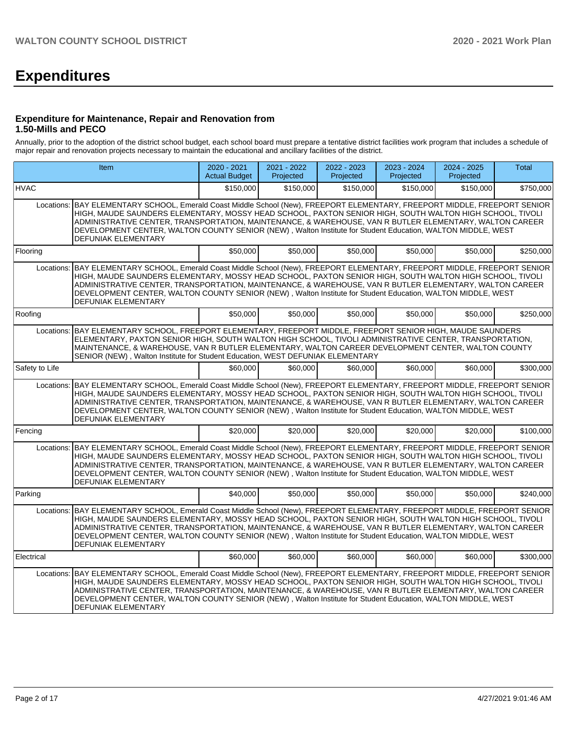# Expenditures

### Expenditure for Maintenance, Repair and Renovation from 1.50-Mills and PECO

Annually, prior to the adoption of the district school budget, each school board must prepare a tentative district facilities work program that includes a schedule of major repair and renovation projects necessary to maintain the educational and ancillary facilities of the district.

| Item | | 2020 - 2021 Actual Budget | 2021 - 2022 Projected | 2022 - 2023 Projected | 2023 - 2024 Projected | 2024 - 2025 Projected | Total |
|---|---|---|---|---|---|---|---|
| HVAC | | $150,000 | $150,000 | $150,000 | $150,000 | $150,000 | $750,000 |
| Locations: | BAY ELEMENTARY SCHOOL, Emerald Coast Middle School (New), FREEPORT ELEMENTARY, FREEPORT MIDDLE, FREEPORT SENIOR HIGH, MAUDE SAUNDERS ELEMENTARY, MOSSY HEAD SCHOOL, PAXTON SENIOR HIGH, SOUTH WALTON HIGH SCHOOL, TIVOLI ADMINISTRATIVE CENTER, TRANSPORTATION, MAINTENANCE, & WAREHOUSE, VAN R BUTLER ELEMENTARY, WALTON CAREER DEVELOPMENT CENTER, WALTON COUNTY SENIOR (NEW) , Walton Institute for Student Education, WALTON MIDDLE, WEST DEFUNIAK ELEMENTARY | | | | | | |
| Flooring | | $50,000 | $50,000 | $50,000 | $50,000 | $50,000 | $250,000 |
| Locations: | BAY ELEMENTARY SCHOOL, Emerald Coast Middle School (New), FREEPORT ELEMENTARY, FREEPORT MIDDLE, FREEPORT SENIOR HIGH, MAUDE SAUNDERS ELEMENTARY, MOSSY HEAD SCHOOL, PAXTON SENIOR HIGH, SOUTH WALTON HIGH SCHOOL, TIVOLI ADMINISTRATIVE CENTER, TRANSPORTATION, MAINTENANCE, & WAREHOUSE, VAN R BUTLER ELEMENTARY, WALTON CAREER DEVELOPMENT CENTER, WALTON COUNTY SENIOR (NEW) , Walton Institute for Student Education, WALTON MIDDLE, WEST DEFUNIAK ELEMENTARY | | | | | | |
| Roofing | | $50,000 | $50,000 | $50,000 | $50,000 | $50,000 | $250,000 |
| Locations: | BAY ELEMENTARY SCHOOL, FREEPORT ELEMENTARY, FREEPORT MIDDLE, FREEPORT SENIOR HIGH, MAUDE SAUNDERS ELEMENTARY, PAXTON SENIOR HIGH, SOUTH WALTON HIGH SCHOOL, TIVOLI ADMINISTRATIVE CENTER, TRANSPORTATION, MAINTENANCE, & WAREHOUSE, VAN R BUTLER ELEMENTARY, WALTON CAREER DEVELOPMENT CENTER, WALTON COUNTY SENIOR (NEW) , Walton Institute for Student Education, WEST DEFUNIAK ELEMENTARY | | | | | | |
| Safety to Life | | $60,000 | $60,000 | $60,000 | $60,000 | $60,000 | $300,000 |
| Locations: | BAY ELEMENTARY SCHOOL, Emerald Coast Middle School (New), FREEPORT ELEMENTARY, FREEPORT MIDDLE, FREEPORT SENIOR HIGH, MAUDE SAUNDERS ELEMENTARY, MOSSY HEAD SCHOOL, PAXTON SENIOR HIGH, SOUTH WALTON HIGH SCHOOL, TIVOLI ADMINISTRATIVE CENTER, TRANSPORTATION, MAINTENANCE, & WAREHOUSE, VAN R BUTLER ELEMENTARY, WALTON CAREER DEVELOPMENT CENTER, WALTON COUNTY SENIOR (NEW) , Walton Institute for Student Education, WALTON MIDDLE, WEST DEFUNIAK ELEMENTARY | | | | | | |
| Fencing | | $20,000 | $20,000 | $20,000 | $20,000 | $20,000 | $100,000 |
| Locations: | BAY ELEMENTARY SCHOOL, Emerald Coast Middle School (New), FREEPORT ELEMENTARY, FREEPORT MIDDLE, FREEPORT SENIOR HIGH, MAUDE SAUNDERS ELEMENTARY, MOSSY HEAD SCHOOL, PAXTON SENIOR HIGH, SOUTH WALTON HIGH SCHOOL, TIVOLI ADMINISTRATIVE CENTER, TRANSPORTATION, MAINTENANCE, & WAREHOUSE, VAN R BUTLER ELEMENTARY, WALTON CAREER DEVELOPMENT CENTER, WALTON COUNTY SENIOR (NEW) , Walton Institute for Student Education, WALTON MIDDLE, WEST DEFUNIAK ELEMENTARY | | | | | | |
| Parking | | $40,000 | $50,000 | $50,000 | $50,000 | $50,000 | $240,000 |
| Locations: | BAY ELEMENTARY SCHOOL, Emerald Coast Middle School (New), FREEPORT ELEMENTARY, FREEPORT MIDDLE, FREEPORT SENIOR HIGH, MAUDE SAUNDERS ELEMENTARY, MOSSY HEAD SCHOOL, PAXTON SENIOR HIGH, SOUTH WALTON HIGH SCHOOL, TIVOLI ADMINISTRATIVE CENTER, TRANSPORTATION, MAINTENANCE, & WAREHOUSE, VAN R BUTLER ELEMENTARY, WALTON CAREER DEVELOPMENT CENTER, WALTON COUNTY SENIOR (NEW) , Walton Institute for Student Education, WALTON MIDDLE, WEST DEFUNIAK ELEMENTARY | | | | | | |
| Electrical | | $60,000 | $60,000 | $60,000 | $60,000 | $60,000 | $300,000 |
| Locations: | BAY ELEMENTARY SCHOOL, Emerald Coast Middle School (New), FREEPORT ELEMENTARY, FREEPORT MIDDLE, FREEPORT SENIOR HIGH, MAUDE SAUNDERS ELEMENTARY, MOSSY HEAD SCHOOL, PAXTON SENIOR HIGH, SOUTH WALTON HIGH SCHOOL, TIVOLI ADMINISTRATIVE CENTER, TRANSPORTATION, MAINTENANCE, & WAREHOUSE, VAN R BUTLER ELEMENTARY, WALTON CAREER DEVELOPMENT CENTER, WALTON COUNTY SENIOR (NEW) , Walton Institute for Student Education, WALTON MIDDLE, WEST DEFUNIAK ELEMENTARY | | | | | | |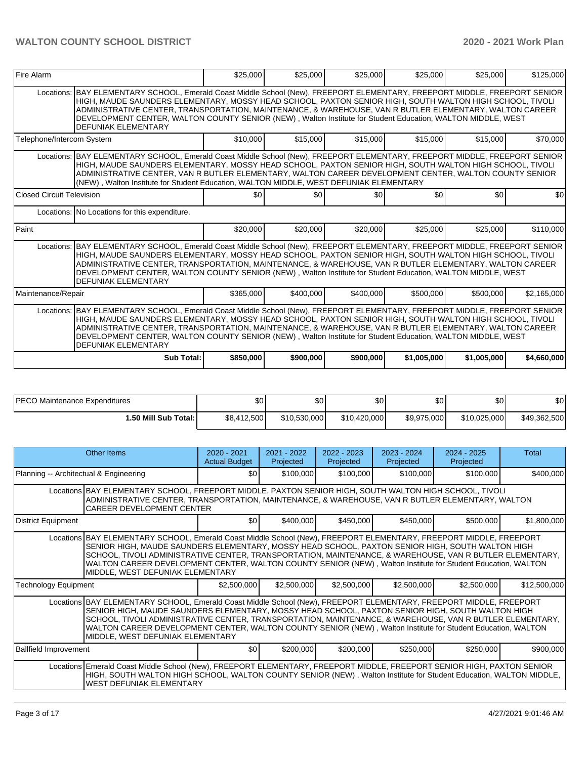| Fire Alarm | $25,000 | $25,000 | $25,000 | $25,000 | $25,000 | $125,000 |
|---|---|---|---|---|---|---|
| Locations: BAY ELEMENTARY SCHOOL, Emerald Coast Middle School (New), FREEPORT ELEMENTARY, FREEPORT MIDDLE, FREEPORT SENIOR HIGH, MAUDE SAUNDERS ELEMENTARY, MOSSY HEAD SCHOOL, PAXTON SENIOR HIGH, SOUTH WALTON HIGH SCHOOL, TIVOLI ADMINISTRATIVE CENTER, TRANSPORTATION, MAINTENANCE, & WAREHOUSE, VAN R BUTLER ELEMENTARY, WALTON CAREER DEVELOPMENT CENTER, WALTON COUNTY SENIOR (NEW) , Walton Institute for Student Education, WALTON MIDDLE, WEST DEFUNIAK ELEMENTARY | | | | | | |
| Telephone/Intercom System | $10,000 | $15,000 | $15,000 | $15,000 | $15,000 | $70,000 |
| Locations: BAY ELEMENTARY SCHOOL, Emerald Coast Middle School (New), FREEPORT ELEMENTARY, FREEPORT MIDDLE, FREEPORT SENIOR HIGH, MAUDE SAUNDERS ELEMENTARY, MOSSY HEAD SCHOOL, PAXTON SENIOR HIGH, SOUTH WALTON HIGH SCHOOL, TIVOLI ADMINISTRATIVE CENTER, VAN R BUTLER ELEMENTARY, WALTON CAREER DEVELOPMENT CENTER, WALTON COUNTY SENIOR (NEW) , Walton Institute for Student Education, WALTON MIDDLE, WEST DEFUNIAK ELEMENTARY | | | | | | |
| Closed Circuit Television | $0 | $0 | $0 | $0 | $0 | $0 |
| Locations: No Locations for this expenditure. | | | | | | |
| Paint | $20,000 | $20,000 | $20,000 | $25,000 | $25,000 | $110,000 |
| Locations: BAY ELEMENTARY SCHOOL, Emerald Coast Middle School (New), FREEPORT ELEMENTARY, FREEPORT MIDDLE, FREEPORT SENIOR HIGH, MAUDE SAUNDERS ELEMENTARY, MOSSY HEAD SCHOOL, PAXTON SENIOR HIGH, SOUTH WALTON HIGH SCHOOL, TIVOLI ADMINISTRATIVE CENTER, TRANSPORTATION, MAINTENANCE, & WAREHOUSE, VAN R BUTLER ELEMENTARY, WALTON CAREER DEVELOPMENT CENTER, WALTON COUNTY SENIOR (NEW) , Walton Institute for Student Education, WALTON MIDDLE, WEST DEFUNIAK ELEMENTARY | | | | | | |
| Maintenance/Repair | $365,000 | $400,000 | $400,000 | $500,000 | $500,000 | $2,165,000 |
| Locations: BAY ELEMENTARY SCHOOL, Emerald Coast Middle School (New), FREEPORT ELEMENTARY, FREEPORT MIDDLE, FREEPORT SENIOR HIGH, MAUDE SAUNDERS ELEMENTARY, MOSSY HEAD SCHOOL, PAXTON SENIOR HIGH, SOUTH WALTON HIGH SCHOOL, TIVOLI ADMINISTRATIVE CENTER, TRANSPORTATION, MAINTENANCE, & WAREHOUSE, VAN R BUTLER ELEMENTARY, WALTON CAREER DEVELOPMENT CENTER, WALTON COUNTY SENIOR (NEW) , Walton Institute for Student Education, WALTON MIDDLE, WEST DEFUNIAK ELEMENTARY | | | | | | |
| **Sub Total:** | **$850,000** | **$900,000** | **$900,000** | **$1,005,000** | **$1,005,000** | **$4,660,000** |

| PECO Maintenance Expenditures | $0 | $0 | $0 | $0 | $0 | $0 |
|---|---|---|---|---|---|---|
| **1.50 Mill Sub Total:** | $8,412,500 | $10,530,000 | $10,420,000 | $9,975,000 | $10,025,000 | $49,362,500 |

| Other Items | 2020 - 2021 Actual Budget | 2021 - 2022 Projected | 2022 - 2023 Projected | 2023 - 2024 Projected | 2024 - 2025 Projected | Total |
|---|---|---|---|---|---|---|
| Planning -- Architectural & Engineering | $0 | $100,000 | $100,000 | $100,000 | $100,000 | $400,000 |
| Locations BAY ELEMENTARY SCHOOL, FREEPORT MIDDLE, PAXTON SENIOR HIGH, SOUTH WALTON HIGH SCHOOL, TIVOLI ADMINISTRATIVE CENTER, TRANSPORTATION, MAINTENANCE, & WAREHOUSE, VAN R BUTLER ELEMENTARY, WALTON CAREER DEVELOPMENT CENTER | | | | | | |
| District Equipment | $0 | $400,000 | $450,000 | $450,000 | $500,000 | $1,800,000 |
| Locations BAY ELEMENTARY SCHOOL, Emerald Coast Middle School (New), FREEPORT ELEMENTARY, FREEPORT MIDDLE, FREEPORT SENIOR HIGH, MAUDE SAUNDERS ELEMENTARY, MOSSY HEAD SCHOOL, PAXTON SENIOR HIGH, SOUTH WALTON HIGH SCHOOL, TIVOLI ADMINISTRATIVE CENTER, TRANSPORTATION, MAINTENANCE, & WAREHOUSE, VAN R BUTLER ELEMENTARY, WALTON CAREER DEVELOPMENT CENTER, WALTON COUNTY SENIOR (NEW) , Walton Institute for Student Education, WALTON MIDDLE, WEST DEFUNIAK ELEMENTARY | | | | | | |
| Technology Equipment | $2,500,000 | $2,500,000 | $2,500,000 | $2,500,000 | $2,500,000 | $12,500,000 |
| Locations BAY ELEMENTARY SCHOOL, Emerald Coast Middle School (New), FREEPORT ELEMENTARY, FREEPORT MIDDLE, FREEPORT SENIOR HIGH, MAUDE SAUNDERS ELEMENTARY, MOSSY HEAD SCHOOL, PAXTON SENIOR HIGH, SOUTH WALTON HIGH SCHOOL, TIVOLI ADMINISTRATIVE CENTER, TRANSPORTATION, MAINTENANCE, & WAREHOUSE, VAN R BUTLER ELEMENTARY, WALTON CAREER DEVELOPMENT CENTER, WALTON COUNTY SENIOR (NEW) , Walton Institute for Student Education, WALTON MIDDLE, WEST DEFUNIAK ELEMENTARY | | | | | | |
| Ballfield Improvement | $0 | $200,000 | $200,000 | $250,000 | $250,000 | $900,000 |
| Locations Emerald Coast Middle School (New), FREEPORT ELEMENTARY, FREEPORT MIDDLE, FREEPORT SENIOR HIGH, PAXTON SENIOR HIGH, SOUTH WALTON HIGH SCHOOL, WALTON COUNTY SENIOR (NEW) , Walton Institute for Student Education, WALTON MIDDLE, WEST DEFUNIAK ELEMENTARY | | | | | | |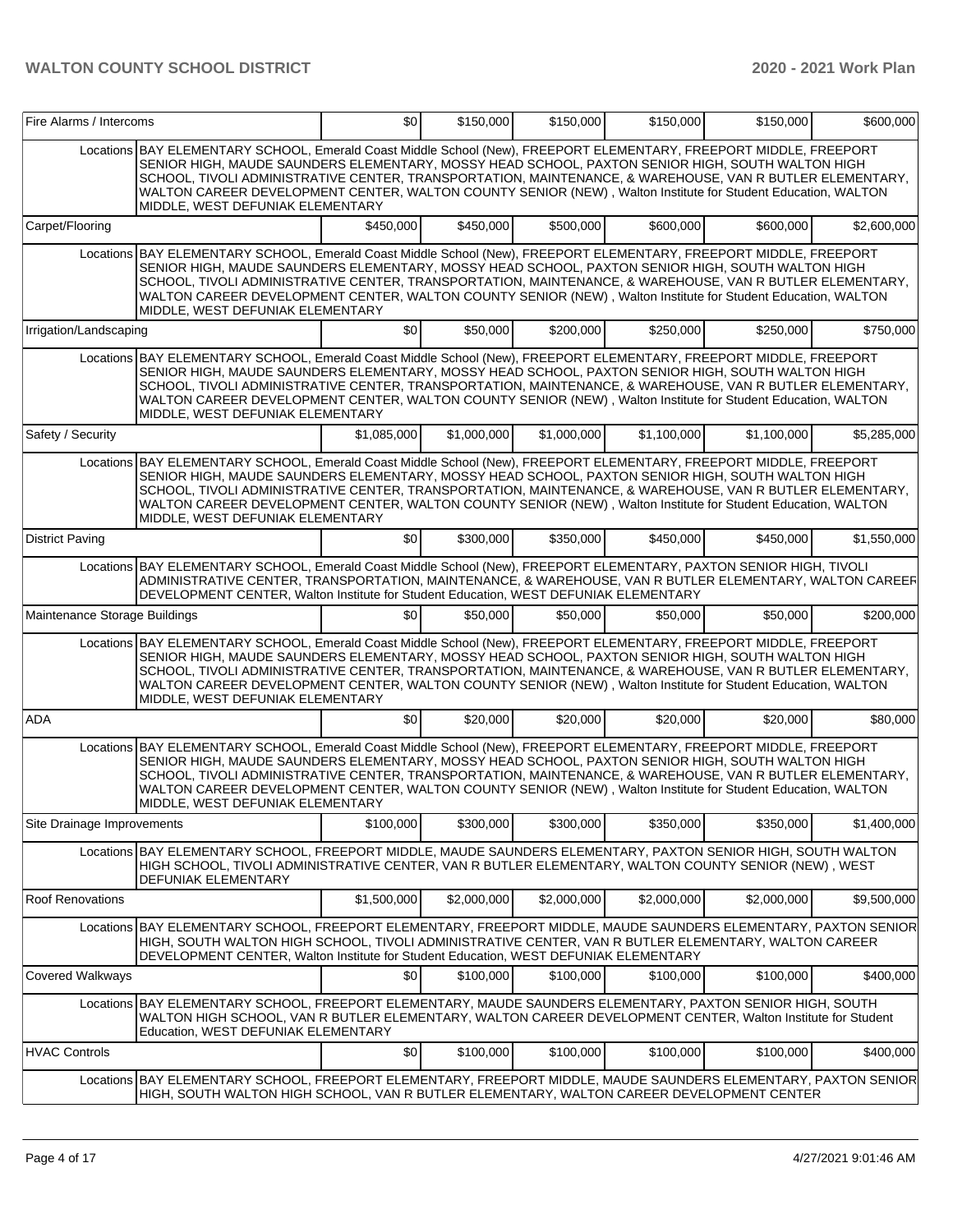| | | | | | | |
|---|---|---|---|---|---|---|
| Fire Alarms / Intercoms | | $0 | $150,000 | $150,000 | $150,000 | $150,000 | $600,000 |
| Locations | BAY ELEMENTARY SCHOOL, Emerald Coast Middle School (New), FREEPORT ELEMENTARY, FREEPORT MIDDLE, FREEPORT SENIOR HIGH, MAUDE SAUNDERS ELEMENTARY, MOSSY HEAD SCHOOL, PAXTON SENIOR HIGH, SOUTH WALTON HIGH SCHOOL, TIVOLI ADMINISTRATIVE CENTER, TRANSPORTATION, MAINTENANCE, & WAREHOUSE, VAN R BUTLER ELEMENTARY, WALTON CAREER DEVELOPMENT CENTER, WALTON COUNTY SENIOR (NEW) , Walton Institute for Student Education, WALTON MIDDLE, WEST DEFUNIAK ELEMENTARY | | | | | | |
| Carpet/Flooring | | $450,000 | $450,000 | $500,000 | $600,000 | $600,000 | $2,600,000 |
| Locations | BAY ELEMENTARY SCHOOL, Emerald Coast Middle School (New), FREEPORT ELEMENTARY, FREEPORT MIDDLE, FREEPORT SENIOR HIGH, MAUDE SAUNDERS ELEMENTARY, MOSSY HEAD SCHOOL, PAXTON SENIOR HIGH, SOUTH WALTON HIGH SCHOOL, TIVOLI ADMINISTRATIVE CENTER, TRANSPORTATION, MAINTENANCE, & WAREHOUSE, VAN R BUTLER ELEMENTARY, WALTON CAREER DEVELOPMENT CENTER, WALTON COUNTY SENIOR (NEW) , Walton Institute for Student Education, WALTON MIDDLE, WEST DEFUNIAK ELEMENTARY | | | | | | |
| Irrigation/Landscaping | | $0 | $50,000 | $200,000 | $250,000 | $250,000 | $750,000 |
| Locations | BAY ELEMENTARY SCHOOL, Emerald Coast Middle School (New), FREEPORT ELEMENTARY, FREEPORT MIDDLE, FREEPORT SENIOR HIGH, MAUDE SAUNDERS ELEMENTARY, MOSSY HEAD SCHOOL, PAXTON SENIOR HIGH, SOUTH WALTON HIGH SCHOOL, TIVOLI ADMINISTRATIVE CENTER, TRANSPORTATION, MAINTENANCE, & WAREHOUSE, VAN R BUTLER ELEMENTARY, WALTON CAREER DEVELOPMENT CENTER, WALTON COUNTY SENIOR (NEW) , Walton Institute for Student Education, WALTON MIDDLE, WEST DEFUNIAK ELEMENTARY | | | | | | |
| Safety / Security | | $1,085,000 | $1,000,000 | $1,000,000 | $1,100,000 | $1,100,000 | $5,285,000 |
| Locations | BAY ELEMENTARY SCHOOL, Emerald Coast Middle School (New), FREEPORT ELEMENTARY, FREEPORT MIDDLE, FREEPORT SENIOR HIGH, MAUDE SAUNDERS ELEMENTARY, MOSSY HEAD SCHOOL, PAXTON SENIOR HIGH, SOUTH WALTON HIGH SCHOOL, TIVOLI ADMINISTRATIVE CENTER, TRANSPORTATION, MAINTENANCE, & WAREHOUSE, VAN R BUTLER ELEMENTARY, WALTON CAREER DEVELOPMENT CENTER, WALTON COUNTY SENIOR (NEW) , Walton Institute for Student Education, WALTON MIDDLE, WEST DEFUNIAK ELEMENTARY | | | | | | |
| District Paving | | $0 | $300,000 | $350,000 | $450,000 | $450,000 | $1,550,000 |
| Locations | BAY ELEMENTARY SCHOOL, Emerald Coast Middle School (New), FREEPORT ELEMENTARY, PAXTON SENIOR HIGH, TIVOLI ADMINISTRATIVE CENTER, TRANSPORTATION, MAINTENANCE, & WAREHOUSE, VAN R BUTLER ELEMENTARY, WALTON CAREER DEVELOPMENT CENTER, Walton Institute for Student Education, WEST DEFUNIAK ELEMENTARY | | | | | | |
| Maintenance Storage Buildings | | $0 | $50,000 | $50,000 | $50,000 | $50,000 | $200,000 |
| Locations | BAY ELEMENTARY SCHOOL, Emerald Coast Middle School (New), FREEPORT ELEMENTARY, FREEPORT MIDDLE, FREEPORT SENIOR HIGH, MAUDE SAUNDERS ELEMENTARY, MOSSY HEAD SCHOOL, PAXTON SENIOR HIGH, SOUTH WALTON HIGH SCHOOL, TIVOLI ADMINISTRATIVE CENTER, TRANSPORTATION, MAINTENANCE, & WAREHOUSE, VAN R BUTLER ELEMENTARY, WALTON CAREER DEVELOPMENT CENTER, WALTON COUNTY SENIOR (NEW) , Walton Institute for Student Education, WALTON MIDDLE, WEST DEFUNIAK ELEMENTARY | | | | | | |
| ADA | | $0 | $20,000 | $20,000 | $20,000 | $20,000 | $80,000 |
| Locations | BAY ELEMENTARY SCHOOL, Emerald Coast Middle School (New), FREEPORT ELEMENTARY, FREEPORT MIDDLE, FREEPORT SENIOR HIGH, MAUDE SAUNDERS ELEMENTARY, MOSSY HEAD SCHOOL, PAXTON SENIOR HIGH, SOUTH WALTON HIGH SCHOOL, TIVOLI ADMINISTRATIVE CENTER, TRANSPORTATION, MAINTENANCE, & WAREHOUSE, VAN R BUTLER ELEMENTARY, WALTON CAREER DEVELOPMENT CENTER, WALTON COUNTY SENIOR (NEW) , Walton Institute for Student Education, WALTON MIDDLE, WEST DEFUNIAK ELEMENTARY | | | | | | |
| Site Drainage Improvements | | $100,000 | $300,000 | $300,000 | $350,000 | $350,000 | $1,400,000 |
| Locations | BAY ELEMENTARY SCHOOL, FREEPORT MIDDLE, MAUDE SAUNDERS ELEMENTARY, PAXTON SENIOR HIGH, SOUTH WALTON HIGH SCHOOL, TIVOLI ADMINISTRATIVE CENTER, VAN R BUTLER ELEMENTARY, WALTON COUNTY SENIOR (NEW) , WEST DEFUNIAK ELEMENTARY | | | | | | |
| Roof Renovations | | $1,500,000 | $2,000,000 | $2,000,000 | $2,000,000 | $2,000,000 | $9,500,000 |
| Locations | BAY ELEMENTARY SCHOOL, FREEPORT ELEMENTARY, FREEPORT MIDDLE, MAUDE SAUNDERS ELEMENTARY, PAXTON SENIOR HIGH, SOUTH WALTON HIGH SCHOOL, TIVOLI ADMINISTRATIVE CENTER, VAN R BUTLER ELEMENTARY, WALTON CAREER DEVELOPMENT CENTER, Walton Institute for Student Education, WEST DEFUNIAK ELEMENTARY | | | | | | |
| Covered Walkways | | $0 | $100,000 | $100,000 | $100,000 | $100,000 | $400,000 |
| Locations | BAY ELEMENTARY SCHOOL, FREEPORT ELEMENTARY, MAUDE SAUNDERS ELEMENTARY, PAXTON SENIOR HIGH, SOUTH WALTON HIGH SCHOOL, VAN R BUTLER ELEMENTARY, WALTON CAREER DEVELOPMENT CENTER, Walton Institute for Student Education, WEST DEFUNIAK ELEMENTARY | | | | | | |
| HVAC Controls | | $0 | $100,000 | $100,000 | $100,000 | $100,000 | $400,000 |
| Locations | BAY ELEMENTARY SCHOOL, FREEPORT ELEMENTARY, FREEPORT MIDDLE, MAUDE SAUNDERS ELEMENTARY, PAXTON SENIOR HIGH, SOUTH WALTON HIGH SCHOOL, VAN R BUTLER ELEMENTARY, WALTON CAREER DEVELOPMENT CENTER | | | | | | |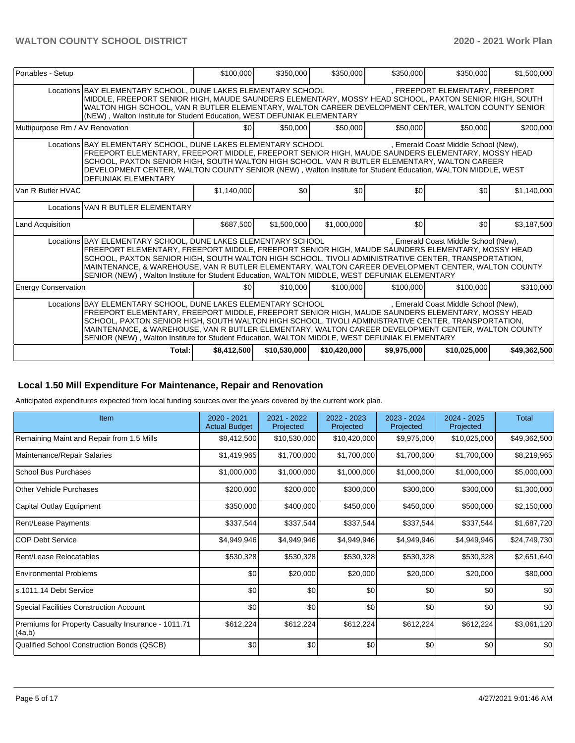| Portables - Setup | | $100,000 | $350,000 | $350,000 | $350,000 | $350,000 | $1,500,000 |
|---|---|---|---|---|---|---|---|
| | Locations | BAY ELEMENTARY SCHOOL, DUNE LAKES ELEMENTARY SCHOOL , FREEPORT ELEMENTARY, FREEPORT MIDDLE, FREEPORT SENIOR HIGH, MAUDE SAUNDERS ELEMENTARY, MOSSY HEAD SCHOOL, PAXTON SENIOR HIGH, SOUTH WALTON HIGH SCHOOL, VAN R BUTLER ELEMENTARY, WALTON CAREER DEVELOPMENT CENTER, WALTON COUNTY SENIOR (NEW) , Walton Institute for Student Education, WEST DEFUNIAK ELEMENTARY | | | | | |
| Multipurpose Rm / AV Renovation | | $0 | $50,000 | $50,000 | $50,000 | $50,000 | $200,000 |
| | Locations | BAY ELEMENTARY SCHOOL, DUNE LAKES ELEMENTARY SCHOOL , Emerald Coast Middle School (New), FREEPORT ELEMENTARY, FREEPORT MIDDLE, FREEPORT SENIOR HIGH, MAUDE SAUNDERS ELEMENTARY, MOSSY HEAD SCHOOL, PAXTON SENIOR HIGH, SOUTH WALTON HIGH SCHOOL, VAN R BUTLER ELEMENTARY, WALTON CAREER DEVELOPMENT CENTER, WALTON COUNTY SENIOR (NEW) , Walton Institute for Student Education, WALTON MIDDLE, WEST DEFUNIAK ELEMENTARY | | | | | |
| Van R Butler HVAC | | $1,140,000 | $0 | $0 | $0 | $0 | $1,140,000 |
| | Locations | VAN R BUTLER ELEMENTARY | | | | | |
| Land Acquisition | | $687,500 | $1,500,000 | $1,000,000 | $0 | $0 | $3,187,500 |
| | Locations | BAY ELEMENTARY SCHOOL, DUNE LAKES ELEMENTARY SCHOOL , Emerald Coast Middle School (New), FREEPORT ELEMENTARY, FREEPORT MIDDLE, FREEPORT SENIOR HIGH, MAUDE SAUNDERS ELEMENTARY, MOSSY HEAD SCHOOL, PAXTON SENIOR HIGH, SOUTH WALTON HIGH SCHOOL, TIVOLI ADMINISTRATIVE CENTER, TRANSPORTATION, MAINTENANCE, & WAREHOUSE, VAN R BUTLER ELEMENTARY, WALTON CAREER DEVELOPMENT CENTER, WALTON COUNTY SENIOR (NEW) , Walton Institute for Student Education, WALTON MIDDLE, WEST DEFUNIAK ELEMENTARY | | | | | |
| Energy Conservation | | $0 | $10,000 | $100,000 | $100,000 | $100,000 | $310,000 |
| | Locations | BAY ELEMENTARY SCHOOL, DUNE LAKES ELEMENTARY SCHOOL , Emerald Coast Middle School (New), FREEPORT ELEMENTARY, FREEPORT MIDDLE, FREEPORT SENIOR HIGH, MAUDE SAUNDERS ELEMENTARY, MOSSY HEAD SCHOOL, PAXTON SENIOR HIGH, SOUTH WALTON HIGH SCHOOL, TIVOLI ADMINISTRATIVE CENTER, TRANSPORTATION, MAINTENANCE, & WAREHOUSE, VAN R BUTLER ELEMENTARY, WALTON CAREER DEVELOPMENT CENTER, WALTON COUNTY SENIOR (NEW) , Walton Institute for Student Education, WALTON MIDDLE, WEST DEFUNIAK ELEMENTARY | | | | | |
| | Total: | $8,412,500 | $10,530,000 | $10,420,000 | $9,975,000 | $10,025,000 | $49,362,500 |

## Local 1.50 Mill Expenditure For Maintenance, Repair and Renovation

Anticipated expenditures expected from local funding sources over the years covered by the current work plan.

| Item | 2020 - 2021 Actual Budget | 2021 - 2022 Projected | 2022 - 2023 Projected | 2023 - 2024 Projected | 2024 - 2025 Projected | Total |
|---|---|---|---|---|---|---|
| Remaining Maint and Repair from 1.5 Mills | $8,412,500 | $10,530,000 | $10,420,000 | $9,975,000 | $10,025,000 | $49,362,500 |
| Maintenance/Repair Salaries | $1,419,965 | $1,700,000 | $1,700,000 | $1,700,000 | $1,700,000 | $8,219,965 |
| School Bus Purchases | $1,000,000 | $1,000,000 | $1,000,000 | $1,000,000 | $1,000,000 | $5,000,000 |
| Other Vehicle Purchases | $200,000 | $200,000 | $300,000 | $300,000 | $300,000 | $1,300,000 |
| Capital Outlay Equipment | $350,000 | $400,000 | $450,000 | $450,000 | $500,000 | $2,150,000 |
| Rent/Lease Payments | $337,544 | $337,544 | $337,544 | $337,544 | $337,544 | $1,687,720 |
| COP Debt Service | $4,949,946 | $4,949,946 | $4,949,946 | $4,949,946 | $4,949,946 | $24,749,730 |
| Rent/Lease Relocatables | $530,328 | $530,328 | $530,328 | $530,328 | $530,328 | $2,651,640 |
| Environmental Problems | $0 | $20,000 | $20,000 | $20,000 | $20,000 | $80,000 |
| s.1011.14 Debt Service | $0 | $0 | $0 | $0 | $0 | $0 |
| Special Facilities Construction Account | $0 | $0 | $0 | $0 | $0 | $0 |
| Premiums for Property Casualty Insurance - 1011.71 (4a,b) | $612,224 | $612,224 | $612,224 | $612,224 | $612,224 | $3,061,120 |
| Qualified School Construction Bonds (QSCB) | $0 | $0 | $0 | $0 | $0 | $0 |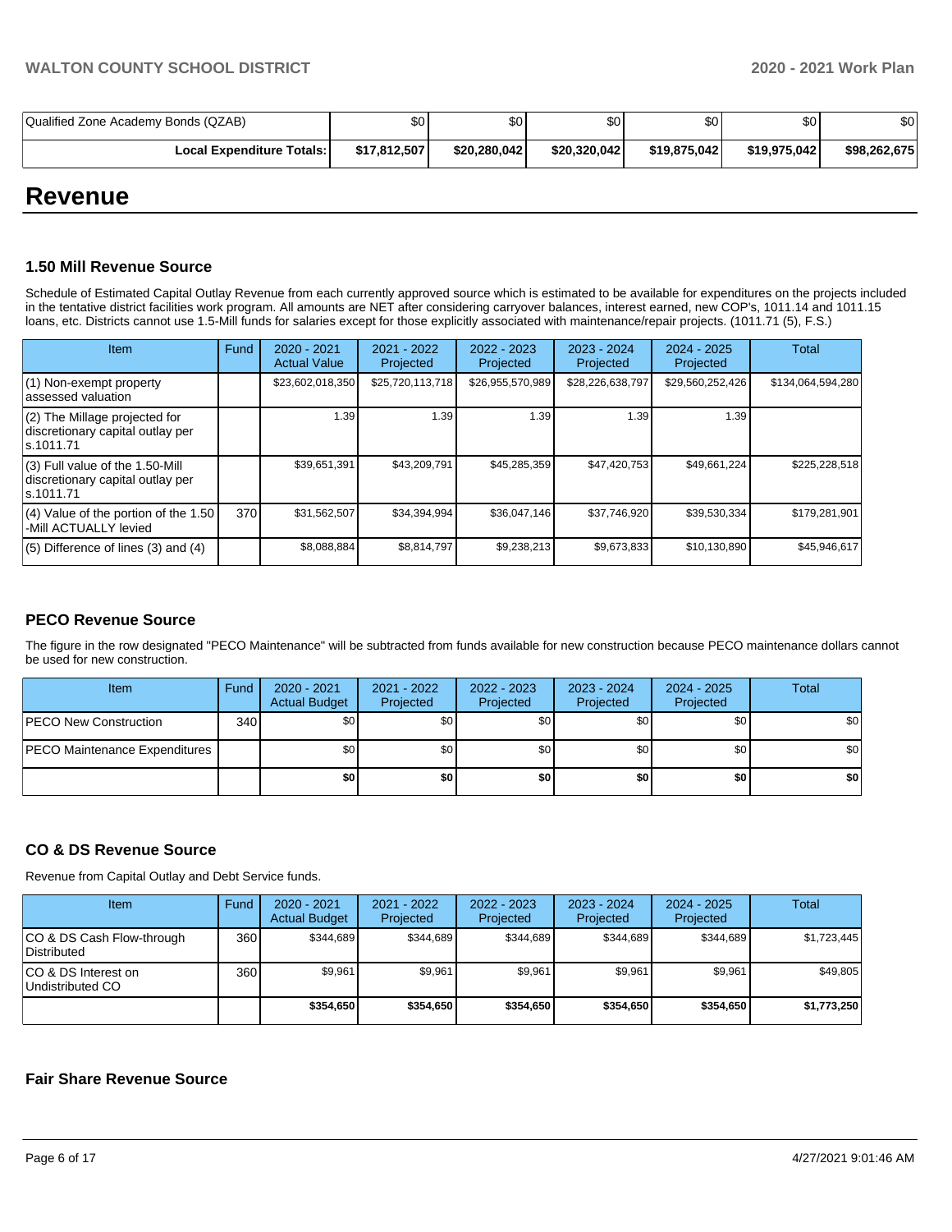| Qualified Zone Academy Bonds (QZAB) | $0 | $0 | $0 | $0 | $0 | $0 |
|---|---|---|---|---|---|---|
| **Local Expenditure Totals:** | **$17,812,507** | **$20,280,042** | **$20,320,042** | **$19,875,042** | **$19,975,042** | **$98,262,675** |

# Revenue

### 1.50 Mill Revenue Source

Schedule of Estimated Capital Outlay Revenue from each currently approved source which is estimated to be available for expenditures on the projects included in the tentative district facilities work program. All amounts are NET after considering carryover balances, interest earned, new COP's, 1011.14 and 1011.15 loans, etc. Districts cannot use 1.5-Mill funds for salaries except for those explicitly associated with maintenance/repair projects. (1011.71 (5), F.S.)

| Item | Fund | 2020 - 2021 Actual Value | 2021 - 2022 Projected | 2022 - 2023 Projected | 2023 - 2024 Projected | 2024 - 2025 Projected | Total |
|---|---|---|---|---|---|---|---|
| (1) Non-exempt property assessed valuation | | $23,602,018,350 | $25,720,113,718 | $26,955,570,989 | $28,226,638,797 | $29,560,252,426 | $134,064,594,280 |
| (2) The Millage projected for discretionary capital outlay per s.1011.71 | | 1.39 | 1.39 | 1.39 | 1.39 | 1.39 | |
| (3) Full value of the 1.50-Mill discretionary capital outlay per s.1011.71 | | $39,651,391 | $43,209,791 | $45,285,359 | $47,420,753 | $49,661,224 | $225,228,518 |
| (4) Value of the portion of the 1.50 -Mill ACTUALLY levied | 370 | $31,562,507 | $34,394,994 | $36,047,146 | $37,746,920 | $39,530,334 | $179,281,901 |
| (5) Difference of lines (3) and (4) | | $8,088,884 | $8,814,797 | $9,238,213 | $9,673,833 | $10,130,890 | $45,946,617 |

### PECO Revenue Source

The figure in the row designated "PECO Maintenance" will be subtracted from funds available for new construction because PECO maintenance dollars cannot be used for new construction.

| Item | Fund | 2020 - 2021 Actual Budget | 2021 - 2022 Projected | 2022 - 2023 Projected | 2023 - 2024 Projected | 2024 - 2025 Projected | Total |
|---|---|---|---|---|---|---|---|
| PECO New Construction | 340 | $0 | $0 | $0 | $0 | $0 | $0 |
| PECO Maintenance Expenditures | | $0 | $0 | $0 | $0 | $0 | $0 |
| | | **$0** | **$0** | **$0** | **$0** | **$0** | **$0** |

### CO & DS Revenue Source

Revenue from Capital Outlay and Debt Service funds.

| Item | Fund | 2020 - 2021 Actual Budget | 2021 - 2022 Projected | 2022 - 2023 Projected | 2023 - 2024 Projected | 2024 - 2025 Projected | Total |
|---|---|---|---|---|---|---|---|
| CO & DS Cash Flow-through Distributed | 360 | $344,689 | $344,689 | $344,689 | $344,689 | $344,689 | $1,723,445 |
| CO & DS Interest on Undistributed CO | 360 | $9,961 | $9,961 | $9,961 | $9,961 | $9,961 | $49,805 |
| | | **$354,650** | **$354,650** | **$354,650** | **$354,650** | **$354,650** | **$1,773,250** |

### Fair Share Revenue Source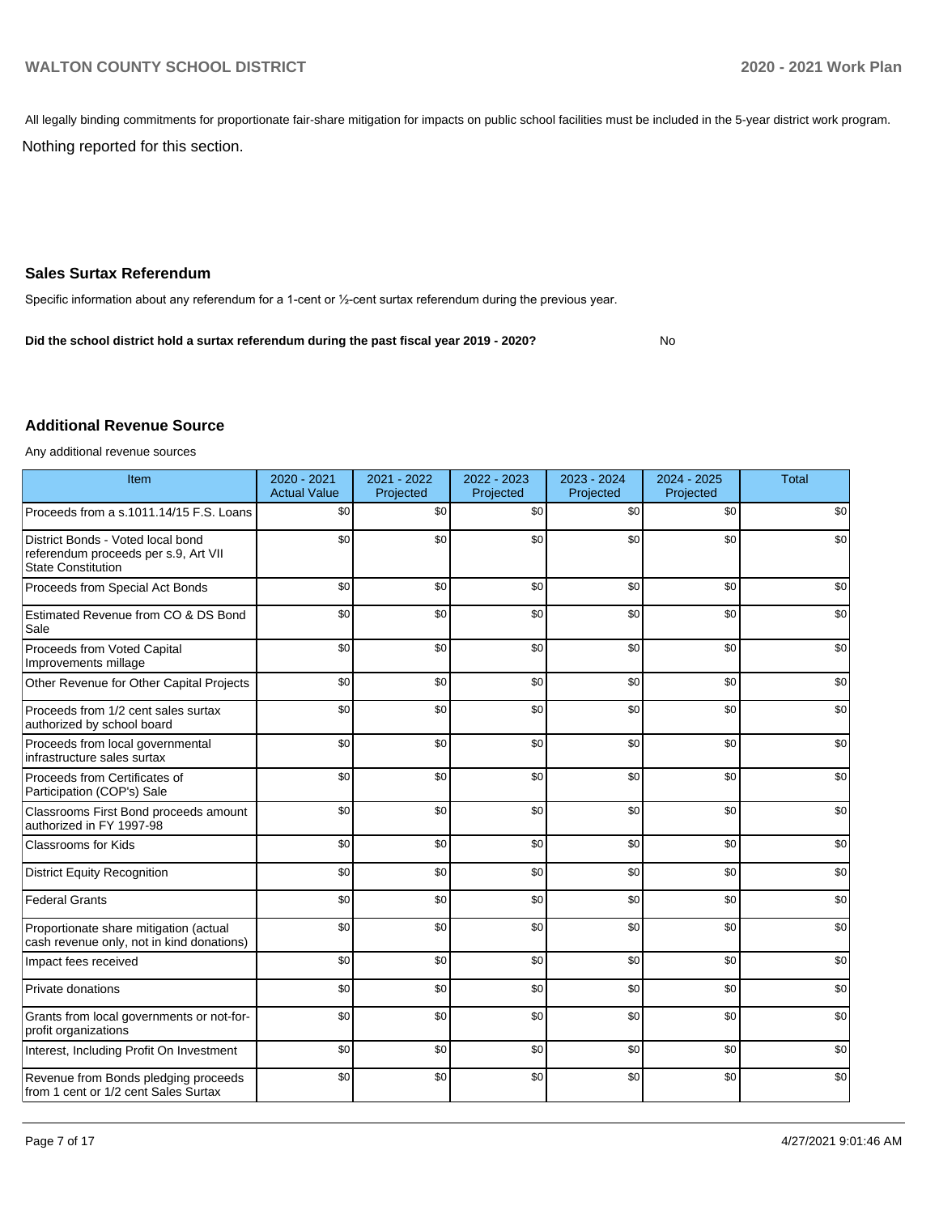All legally binding commitments for proportionate fair-share mitigation for impacts on public school facilities must be included in the 5-year district work program.

Nothing reported for this section.

## Sales Surtax Referendum

Specific information about any referendum for a 1-cent or ½-cent surtax referendum during the previous year.

**Did the school district hold a surtax referendum during the past fiscal year 2019 - 2020?** No

## Additional Revenue Source

Any additional revenue sources

| Item | 2020 - 2021 Actual Value | 2021 - 2022 Projected | 2022 - 2023 Projected | 2023 - 2024 Projected | 2024 - 2025 Projected | Total |
|---|---|---|---|---|---|---|
| Proceeds from a s.1011.14/15 F.S. Loans | $0 | $0 | $0 | $0 | $0 | $0 |
| District Bonds - Voted local bond referendum proceeds per s.9, Art VII State Constitution | $0 | $0 | $0 | $0 | $0 | $0 |
| Proceeds from Special Act Bonds | $0 | $0 | $0 | $0 | $0 | $0 |
| Estimated Revenue from CO & DS Bond Sale | $0 | $0 | $0 | $0 | $0 | $0 |
| Proceeds from Voted Capital Improvements millage | $0 | $0 | $0 | $0 | $0 | $0 |
| Other Revenue for Other Capital Projects | $0 | $0 | $0 | $0 | $0 | $0 |
| Proceeds from 1/2 cent sales surtax authorized by school board | $0 | $0 | $0 | $0 | $0 | $0 |
| Proceeds from local governmental infrastructure sales surtax | $0 | $0 | $0 | $0 | $0 | $0 |
| Proceeds from Certificates of Participation (COP's) Sale | $0 | $0 | $0 | $0 | $0 | $0 |
| Classrooms First Bond proceeds amount authorized in FY 1997-98 | $0 | $0 | $0 | $0 | $0 | $0 |
| Classrooms for Kids | $0 | $0 | $0 | $0 | $0 | $0 |
| District Equity Recognition | $0 | $0 | $0 | $0 | $0 | $0 |
| Federal Grants | $0 | $0 | $0 | $0 | $0 | $0 |
| Proportionate share mitigation (actual cash revenue only, not in kind donations) | $0 | $0 | $0 | $0 | $0 | $0 |
| Impact fees received | $0 | $0 | $0 | $0 | $0 | $0 |
| Private donations | $0 | $0 | $0 | $0 | $0 | $0 |
| Grants from local governments or not-for-profit organizations | $0 | $0 | $0 | $0 | $0 | $0 |
| Interest, Including Profit On Investment | $0 | $0 | $0 | $0 | $0 | $0 |
| Revenue from Bonds pledging proceeds from 1 cent or 1/2 cent Sales Surtax | $0 | $0 | $0 | $0 | $0 | $0 |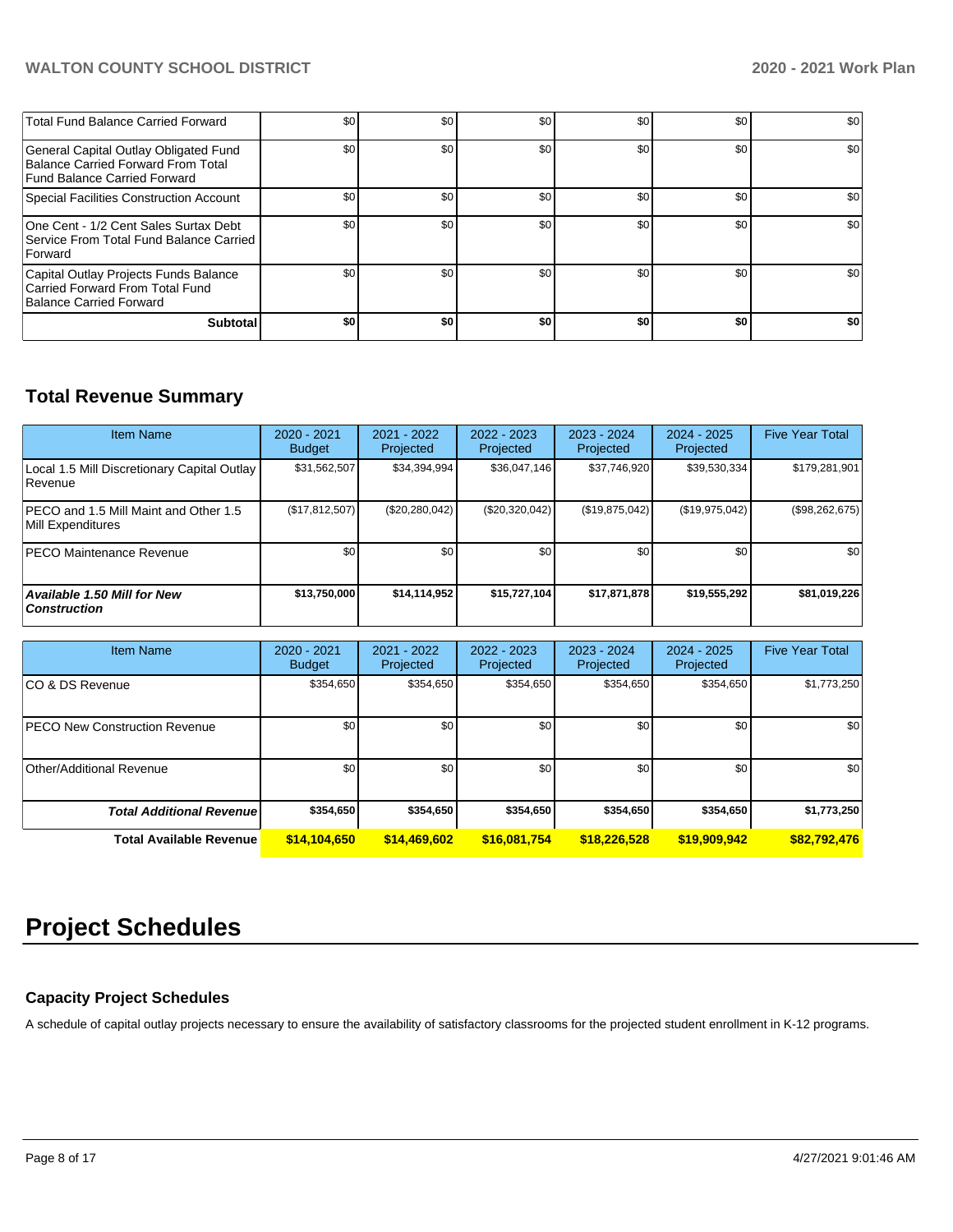| | | | | | | |
|---|---|---|---|---|---|---|
| Total Fund Balance Carried Forward | $0 | $0 | $0 | $0 | $0 | $0 |
| General Capital Outlay Obligated Fund Balance Carried Forward From Total Fund Balance Carried Forward | $0 | $0 | $0 | $0 | $0 | $0 |
| Special Facilities Construction Account | $0 | $0 | $0 | $0 | $0 | $0 |
| One Cent - 1/2 Cent Sales Surtax Debt Service From Total Fund Balance Carried Forward | $0 | $0 | $0 | $0 | $0 | $0 |
| Capital Outlay Projects Funds Balance Carried Forward From Total Fund Balance Carried Forward | $0 | $0 | $0 | $0 | $0 | $0 |
| **Subtotal** | **$0** | **$0** | **$0** | **$0** | **$0** | **$0** |

## Total Revenue Summary

| Item Name | 2020 - 2021 Budget | 2021 - 2022 Projected | 2022 - 2023 Projected | 2023 - 2024 Projected | 2024 - 2025 Projected | Five Year Total |
|---|---|---|---|---|---|---|
| Local 1.5 Mill Discretionary Capital Outlay Revenue | $31,562,507 | $34,394,994 | $36,047,146 | $37,746,920 | $39,530,334 | $179,281,901 |
| PECO and 1.5 Mill Maint and Other 1.5 Mill Expenditures | ($17,812,507) | ($20,280,042) | ($20,320,042) | ($19,875,042) | ($19,975,042) | ($98,262,675) |
| PECO Maintenance Revenue | $0 | $0 | $0 | $0 | $0 | $0 |
| ***Available 1.50 Mill for New Construction*** | **$13,750,000** | **$14,114,952** | **$15,727,104** | **$17,871,878** | **$19,555,292** | **$81,019,226** |

| Item Name | 2020 - 2021 Budget | 2021 - 2022 Projected | 2022 - 2023 Projected | 2023 - 2024 Projected | 2024 - 2025 Projected | Five Year Total |
|---|---|---|---|---|---|---|
| CO & DS Revenue | $354,650 | $354,650 | $354,650 | $354,650 | $354,650 | $1,773,250 |
| PECO New Construction Revenue | $0 | $0 | $0 | $0 | $0 | $0 |
| Other/Additional Revenue | $0 | $0 | $0 | $0 | $0 | $0 |
| ***Total Additional Revenue*** | **$354,650** | **$354,650** | **$354,650** | **$354,650** | **$354,650** | **$1,773,250** |
| **Total Available Revenue** | **$14,104,650** | **$14,469,602** | **$16,081,754** | **$18,226,528** | **$19,909,942** | **$82,792,476** |

# Project Schedules

### Capacity Project Schedules

A schedule of capital outlay projects necessary to ensure the availability of satisfactory classrooms for the projected student enrollment in K-12 programs.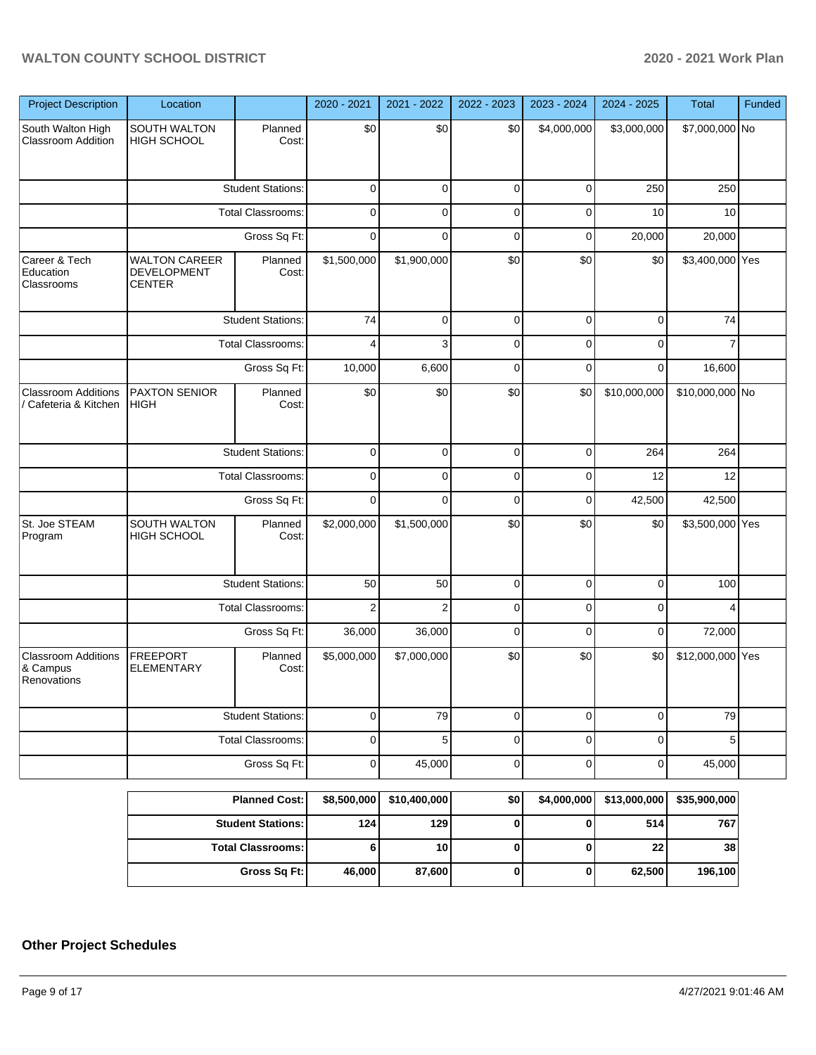| Project Description | Location | | 2020 - 2021 | 2021 - 2022 | 2022 - 2023 | 2023 - 2024 | 2024 - 2025 | Total | Funded |
|---|---|---|---|---|---|---|---|---|---|
| South Walton High Classroom Addition | SOUTH WALTON HIGH SCHOOL | Planned Cost: | $0 | $0 | $0 | $4,000,000 | $3,000,000 | $7,000,000 | No |
| | | Student Stations: | 0 | 0 | 0 | 0 | 250 | 250 | |
| | | Total Classrooms: | 0 | 0 | 0 | 0 | 10 | 10 | |
| | | Gross Sq Ft: | 0 | 0 | 0 | 0 | 20,000 | 20,000 | |
| Career & Tech Education Classrooms | WALTON CAREER DEVELOPMENT CENTER | Planned Cost: | $1,500,000 | $1,900,000 | $0 | $0 | $0 | $3,400,000 | Yes |
| | | Student Stations: | 74 | 0 | 0 | 0 | 0 | 74 | |
| | | Total Classrooms: | 4 | 3 | 0 | 0 | 0 | 7 | |
| | | Gross Sq Ft: | 10,000 | 6,600 | 0 | 0 | 0 | 16,600 | |
| Classroom Additions / Cafeteria & Kitchen | PAXTON SENIOR HIGH | Planned Cost: | $0 | $0 | $0 | $0 | $10,000,000 | $10,000,000 | No |
| | | Student Stations: | 0 | 0 | 0 | 0 | 264 | 264 | |
| | | Total Classrooms: | 0 | 0 | 0 | 0 | 12 | 12 | |
| | | Gross Sq Ft: | 0 | 0 | 0 | 0 | 42,500 | 42,500 | |
| St. Joe STEAM Program | SOUTH WALTON HIGH SCHOOL | Planned Cost: | $2,000,000 | $1,500,000 | $0 | $0 | $0 | $3,500,000 | Yes |
| | | Student Stations: | 50 | 50 | 0 | 0 | 0 | 100 | |
| | | Total Classrooms: | 2 | 2 | 0 | 0 | 0 | 4 | |
| | | Gross Sq Ft: | 36,000 | 36,000 | 0 | 0 | 0 | 72,000 | |
| Classroom Additions & Campus Renovations | FREEPORT ELEMENTARY | Planned Cost: | $5,000,000 | $7,000,000 | $0 | $0 | $0 | $12,000,000 | Yes |
| | | Student Stations: | 0 | 79 | 0 | 0 | 0 | 79 | |
| | | Total Classrooms: | 0 | 5 | 0 | 0 | 0 | 5 | |
| | | Gross Sq Ft: | 0 | 45,000 | 0 | 0 | 0 | 45,000 | |

| | 2020 - 2021 | 2021 - 2022 | 2022 - 2023 | 2023 - 2024 | 2024 - 2025 | Total |
|---|---|---|---|---|---|---|
| **Planned Cost:** | **$8,500,000** | **$10,400,000** | **$0** | **$4,000,000** | **$13,000,000** | **$35,900,000** |
| **Student Stations:** | **124** | **129** | **0** | **0** | **514** | **767** |
| **Total Classrooms:** | **6** | **10** | **0** | **0** | **22** | **38** |
| **Gross Sq Ft:** | **46,000** | **87,600** | **0** | **0** | **62,500** | **196,100** |

## Other Project Schedules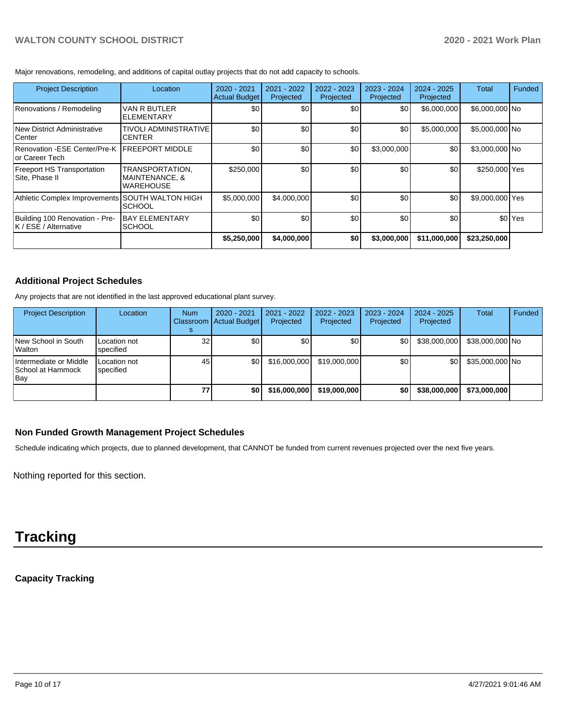Major renovations, remodeling, and additions of capital outlay projects that do not add capacity to schools.

| Project Description | Location | 2020 - 2021 Actual Budget | 2021 - 2022 Projected | 2022 - 2023 Projected | 2023 - 2024 Projected | 2024 - 2025 Projected | Total | Funded |
|---|---|---|---|---|---|---|---|---|
| Renovations / Remodeling | VAN R BUTLER ELEMENTARY | $0 | $0 | $0 | $0 | $6,000,000 | $6,000,000 | No |
| New District Administrative Center | TIVOLI ADMINISTRATIVE CENTER | $0 | $0 | $0 | $0 | $5,000,000 | $5,000,000 | No |
| Renovation -ESE Center/Pre-K or Career Tech | FREEPORT MIDDLE | $0 | $0 | $0 | $3,000,000 | $0 | $3,000,000 | No |
| Freeport HS Transportation Site, Phase II | TRANSPORTATION, MAINTENANCE, & WAREHOUSE | $250,000 | $0 | $0 | $0 | $0 | $250,000 | Yes |
| Athletic Complex Improvements | SOUTH WALTON HIGH SCHOOL | $5,000,000 | $4,000,000 | $0 | $0 | $0 | $9,000,000 | Yes |
| Building 100 Renovation - Pre-K / ESE / Alternative | BAY ELEMENTARY SCHOOL | $0 | $0 | $0 | $0 | $0 | $0 | Yes |
| | | **$5,250,000** | **$4,000,000** | **$0** | **$3,000,000** | **$11,000,000** | **$23,250,000** | |

### Additional Project Schedules

Any projects that are not identified in the last approved educational plant survey.

| Project Description | Location | Num Classrooms | 2020 - 2021 Actual Budget | 2021 - 2022 Projected | 2022 - 2023 Projected | 2023 - 2024 Projected | 2024 - 2025 Projected | Total | Funded |
|---|---|---|---|---|---|---|---|---|---|
| New School in South Walton | Location not specified | 32 | $0 | $0 | $0 | $0 | $38,000,000 | $38,000,000 | No |
| Intermediate or Middle School at Hammock Bay | Location not specified | 45 | $0 | $16,000,000 | $19,000,000 | $0 | $0 | $35,000,000 | No |
| | | **77** | **$0** | **$16,000,000** | **$19,000,000** | **$0** | **$38,000,000** | **$73,000,000** | |

### Non Funded Growth Management Project Schedules

Schedule indicating which projects, due to planned development, that CANNOT be funded from current revenues projected over the next five years.

Nothing reported for this section.

# Tracking

### Capacity Tracking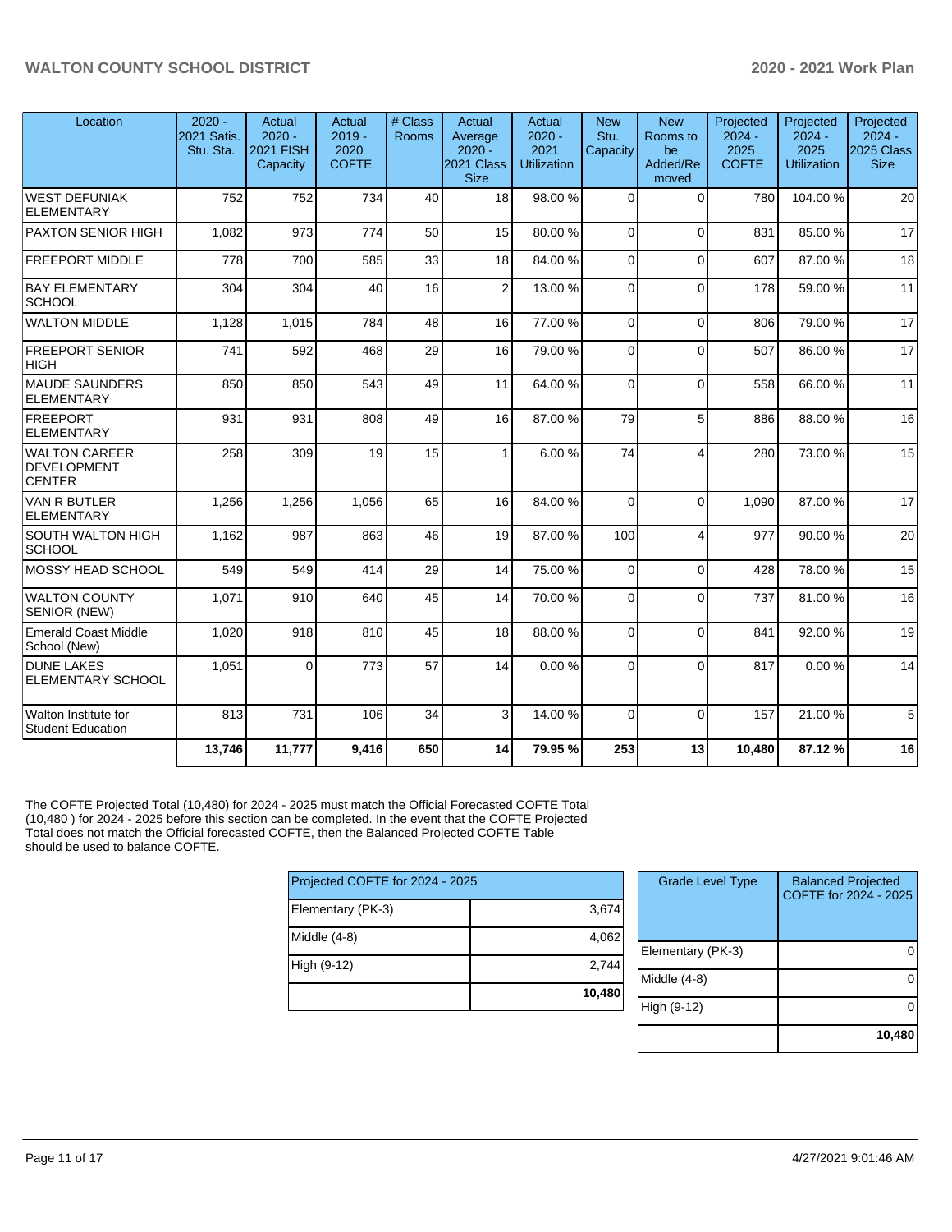| Location | 2020 - 2021 Satis. Stu. Sta. | Actual 2020 - 2021 FISH Capacity | Actual 2019 - 2020 COFTE | # Class Rooms | Actual Average 2020 - 2021 Class Size | Actual 2020 - 2021 Utilization | New Stu. Capacity | New Rooms to be Added/Removed | Projected 2024 - 2025 COFTE | Projected 2024 - 2025 Utilization | Projected 2024 - 2025 Class Size |
|---|---|---|---|---|---|---|---|---|---|---|---|
| WEST DEFUNIAK ELEMENTARY | 752 | 752 | 734 | 40 | 18 | 98.00 % | 0 | 0 | 780 | 104.00 % | 20 |
| PAXTON SENIOR HIGH | 1,082 | 973 | 774 | 50 | 15 | 80.00 % | 0 | 0 | 831 | 85.00 % | 17 |
| FREEPORT MIDDLE | 778 | 700 | 585 | 33 | 18 | 84.00 % | 0 | 0 | 607 | 87.00 % | 18 |
| BAY ELEMENTARY SCHOOL | 304 | 304 | 40 | 16 | 2 | 13.00 % | 0 | 0 | 178 | 59.00 % | 11 |
| WALTON MIDDLE | 1,128 | 1,015 | 784 | 48 | 16 | 77.00 % | 0 | 0 | 806 | 79.00 % | 17 |
| FREEPORT SENIOR HIGH | 741 | 592 | 468 | 29 | 16 | 79.00 % | 0 | 0 | 507 | 86.00 % | 17 |
| MAUDE SAUNDERS ELEMENTARY | 850 | 850 | 543 | 49 | 11 | 64.00 % | 0 | 0 | 558 | 66.00 % | 11 |
| FREEPORT ELEMENTARY | 931 | 931 | 808 | 49 | 16 | 87.00 % | 79 | 5 | 886 | 88.00 % | 16 |
| WALTON CAREER DEVELOPMENT CENTER | 258 | 309 | 19 | 15 | 1 | 6.00 % | 74 | 4 | 280 | 73.00 % | 15 |
| VAN R BUTLER ELEMENTARY | 1,256 | 1,256 | 1,056 | 65 | 16 | 84.00 % | 0 | 0 | 1,090 | 87.00 % | 17 |
| SOUTH WALTON HIGH SCHOOL | 1,162 | 987 | 863 | 46 | 19 | 87.00 % | 100 | 4 | 977 | 90.00 % | 20 |
| MOSSY HEAD SCHOOL | 549 | 549 | 414 | 29 | 14 | 75.00 % | 0 | 0 | 428 | 78.00 % | 15 |
| WALTON COUNTY SENIOR (NEW) | 1,071 | 910 | 640 | 45 | 14 | 70.00 % | 0 | 0 | 737 | 81.00 % | 16 |
| Emerald Coast Middle School (New) | 1,020 | 918 | 810 | 45 | 18 | 88.00 % | 0 | 0 | 841 | 92.00 % | 19 |
| DUNE LAKES ELEMENTARY SCHOOL | 1,051 | 0 | 773 | 57 | 14 | 0.00 % | 0 | 0 | 817 | 0.00 % | 14 |
| Walton Institute for Student Education | 813 | 731 | 106 | 34 | 3 | 14.00 % | 0 | 0 | 157 | 21.00 % | 5 |
| | **13,746** | **11,777** | **9,416** | **650** | **14** | **79.95 %** | **253** | **13** | **10,480** | **87.12 %** | **16** |

The COFTE Projected Total (10,480) for 2024 - 2025 must match the Official Forecasted COFTE Total (10,480 ) for 2024 - 2025 before this section can be completed. In the event that the COFTE Projected Total does not match the Official forecasted COFTE, then the Balanced Projected COFTE Table should be used to balance COFTE.

| Projected COFTE for 2024 - 2025 | |
|---|---|
| Elementary (PK-3) | 3,674 |
| Middle (4-8) | 4,062 |
| High (9-12) | 2,744 |
| | **10,480** |

| Grade Level Type | Balanced Projected COFTE for 2024 - 2025 |
|---|---|
| Elementary (PK-3) | 0 |
| Middle (4-8) | 0 |
| High (9-12) | 0 |
| | **10,480** |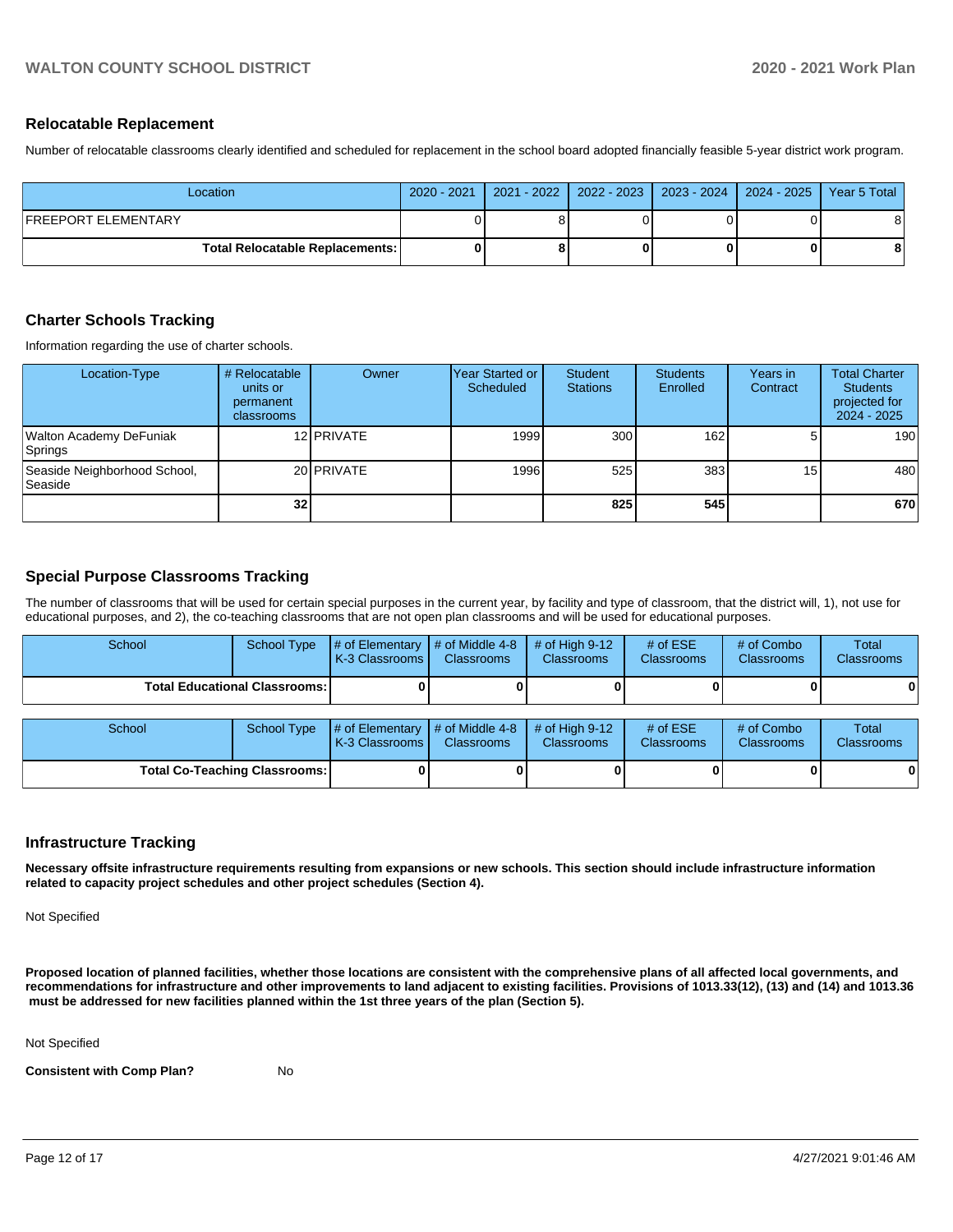## Relocatable Replacement

Number of relocatable classrooms clearly identified and scheduled for replacement in the school board adopted financially feasible 5-year district work program.

| Location | 2020 - 2021 | 2021 - 2022 | 2022 - 2023 | 2023 - 2024 | 2024 - 2025 | Year 5 Total |
|---|---|---|---|---|---|---|
| FREEPORT ELEMENTARY | 0 | 8 | 0 | 0 | 0 | 8 |
| **Total Relocatable Replacements:** | **0** | **8** | **0** | **0** | **0** | **8** |

## Charter Schools Tracking

Information regarding the use of charter schools.

| Location-Type | # Relocatable units or permanent classrooms | Owner | Year Started or Scheduled | Student Stations | Students Enrolled | Years in Contract | Total Charter Students projected for 2024 - 2025 |
|---|---|---|---|---|---|---|---|
| Walton Academy DeFuniak Springs | 12 | PRIVATE | 1999 | 300 | 162 | 5 | 190 |
| Seaside Neighborhood School, Seaside | 20 | PRIVATE | 1996 | 525 | 383 | 15 | 480 |
| | **32** | | | **825** | **545** | | **670** |

## Special Purpose Classrooms Tracking

The number of classrooms that will be used for certain special purposes in the current year, by facility and type of classroom, that the district will, 1), not use for educational purposes, and 2), the co-teaching classrooms that are not open plan classrooms and will be used for educational purposes.

| School | School Type | # of Elementary K-3 Classrooms | # of Middle 4-8 Classrooms | # of High 9-12 Classrooms | # of ESE Classrooms | # of Combo Classrooms | Total Classrooms |
|---|---|---|---|---|---|---|---|
| **Total Educational Classrooms:** | | **0** | **0** | **0** | **0** | **0** | **0** |

| School | School Type | # of Elementary K-3 Classrooms | # of Middle 4-8 Classrooms | # of High 9-12 Classrooms | # of ESE Classrooms | # of Combo Classrooms | Total Classrooms |
|---|---|---|---|---|---|---|---|
| **Total Co-Teaching Classrooms:** | | **0** | **0** | **0** | **0** | **0** | **0** |

## Infrastructure Tracking

**Necessary offsite infrastructure requirements resulting from expansions or new schools. This section should include infrastructure information related to capacity project schedules and other project schedules (Section 4).**

Not Specified

**Proposed location of planned facilities, whether those locations are consistent with the comprehensive plans of all affected local governments, and recommendations for infrastructure and other improvements to land adjacent to existing facilities. Provisions of 1013.33(12), (13) and (14) and 1013.36 must be addressed for new facilities planned within the 1st three years of the plan (Section 5).**

Not Specified

**Consistent with Comp Plan?** No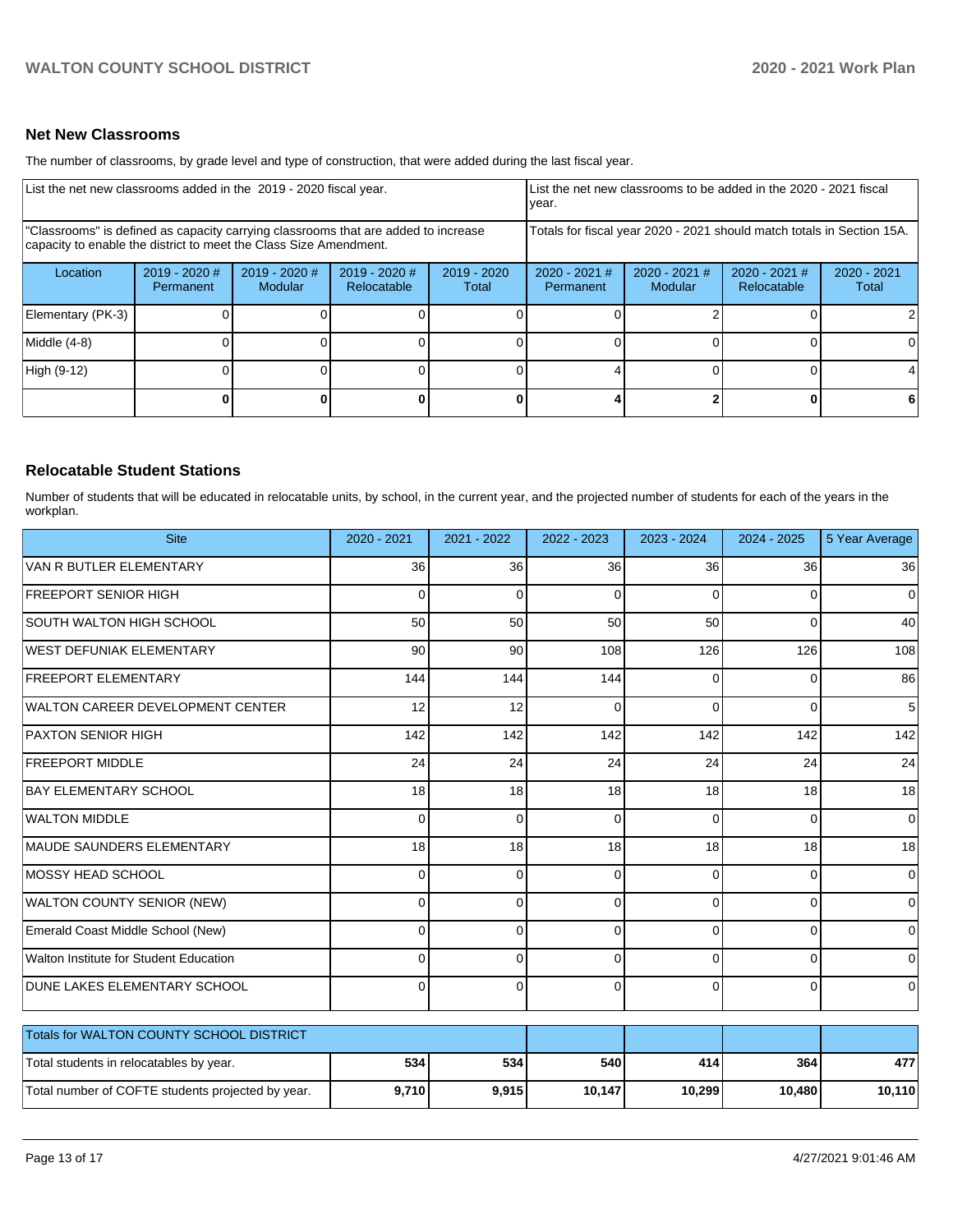## Net New Classrooms

The number of classrooms, by grade level and type of construction, that were added during the last fiscal year.

| List the net new classrooms added in the 2019 - 2020 fiscal year. | | | | | List the net new classrooms to be added in the 2020 - 2021 fiscal year. | | | |
|---|---|---|---|---|---|---|---|---|
| "Classrooms" is defined as capacity carrying classrooms that are added to increase capacity to enable the district to meet the Class Size Amendment. | | | | | Totals for fiscal year 2020 - 2021 should match totals in Section 15A. | | | |
| Location | 2019 - 2020 # Permanent | 2019 - 2020 # Modular | 2019 - 2020 # Relocatable | 2019 - 2020 Total | 2020 - 2021 # Permanent | 2020 - 2021 # Modular | 2020 - 2021 # Relocatable | 2020 - 2021 Total |
| Elementary (PK-3) | 0 | 0 | 0 | 0 | 0 | 2 | 0 | 2 |
| Middle (4-8) | 0 | 0 | 0 | 0 | 0 | 0 | 0 | 0 |
| High (9-12) | 0 | 0 | 0 | 0 | 4 | 0 | 0 | 4 |
| | **0** | **0** | **0** | **0** | **4** | **2** | **0** | **6** |

## Relocatable Student Stations

Number of students that will be educated in relocatable units, by school, in the current year, and the projected number of students for each of the years in the workplan.

| Site | 2020 - 2021 | 2021 - 2022 | 2022 - 2023 | 2023 - 2024 | 2024 - 2025 | 5 Year Average |
|---|---|---|---|---|---|---|
| VAN R BUTLER ELEMENTARY | 36 | 36 | 36 | 36 | 36 | 36 |
| FREEPORT SENIOR HIGH | 0 | 0 | 0 | 0 | 0 | 0 |
| SOUTH WALTON HIGH SCHOOL | 50 | 50 | 50 | 50 | 0 | 40 |
| WEST DEFUNIAK ELEMENTARY | 90 | 90 | 108 | 126 | 126 | 108 |
| FREEPORT ELEMENTARY | 144 | 144 | 144 | 0 | 0 | 86 |
| WALTON CAREER DEVELOPMENT CENTER | 12 | 12 | 0 | 0 | 0 | 5 |
| PAXTON SENIOR HIGH | 142 | 142 | 142 | 142 | 142 | 142 |
| FREEPORT MIDDLE | 24 | 24 | 24 | 24 | 24 | 24 |
| BAY ELEMENTARY SCHOOL | 18 | 18 | 18 | 18 | 18 | 18 |
| WALTON MIDDLE | 0 | 0 | 0 | 0 | 0 | 0 |
| MAUDE SAUNDERS ELEMENTARY | 18 | 18 | 18 | 18 | 18 | 18 |
| MOSSY HEAD SCHOOL | 0 | 0 | 0 | 0 | 0 | 0 |
| WALTON COUNTY SENIOR (NEW) | 0 | 0 | 0 | 0 | 0 | 0 |
| Emerald Coast Middle School (New) | 0 | 0 | 0 | 0 | 0 | 0 |
| Walton Institute for Student Education | 0 | 0 | 0 | 0 | 0 | 0 |
| DUNE LAKES ELEMENTARY SCHOOL | 0 | 0 | 0 | 0 | 0 | 0 |

| Totals for WALTON COUNTY SCHOOL DISTRICT | | | | | | |
|---|---|---|---|---|---|---|
| Total students in relocatables by year. | **534** | **534** | **540** | **414** | **364** | **477** |
| Total number of COFTE students projected by year. | **9,710** | **9,915** | **10,147** | **10,299** | **10,480** | **10,110** |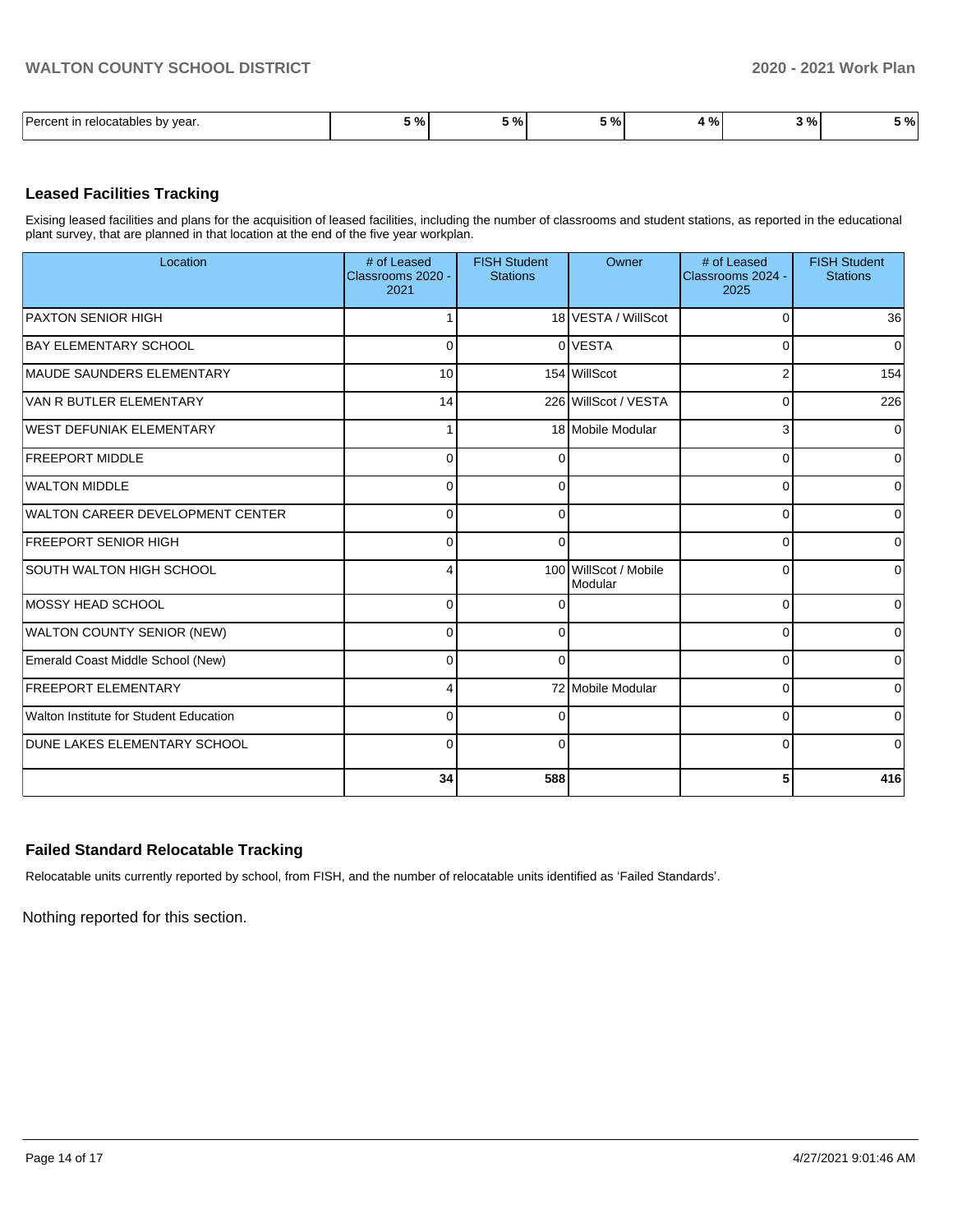| Percent in relocatables by year. | 5 % | 5 % | 5 % | 4 % | 3 % | 5 % |
|---|---|---|---|---|---|---|

## Leased Facilities Tracking

Exising leased facilities and plans for the acquisition of leased facilities, including the number of classrooms and student stations, as reported in the educational plant survey, that are planned in that location at the end of the five year workplan.

| Location | # of Leased Classrooms 2020 - 2021 | FISH Student Stations | Owner | # of Leased Classrooms 2024 - 2025 | FISH Student Stations |
|---|---|---|---|---|---|
| PAXTON SENIOR HIGH | 1 | 18 | VESTA / WillScot | 0 | 36 |
| BAY ELEMENTARY SCHOOL | 0 | 0 | VESTA | 0 | 0 |
| MAUDE SAUNDERS ELEMENTARY | 10 | 154 | WillScot | 2 | 154 |
| VAN R BUTLER ELEMENTARY | 14 | 226 | WillScot / VESTA | 0 | 226 |
| WEST DEFUNIAK ELEMENTARY | 1 | 18 | Mobile Modular | 3 | 0 |
| FREEPORT MIDDLE | 0 | 0 | | 0 | 0 |
| WALTON MIDDLE | 0 | 0 | | 0 | 0 |
| WALTON CAREER DEVELOPMENT CENTER | 0 | 0 | | 0 | 0 |
| FREEPORT SENIOR HIGH | 0 | 0 | | 0 | 0 |
| SOUTH WALTON HIGH SCHOOL | 4 | 100 | WillScot / Mobile Modular | 0 | 0 |
| MOSSY HEAD SCHOOL | 0 | 0 | | 0 | 0 |
| WALTON COUNTY SENIOR (NEW) | 0 | 0 | | 0 | 0 |
| Emerald Coast Middle School (New) | 0 | 0 | | 0 | 0 |
| FREEPORT ELEMENTARY | 4 | 72 | Mobile Modular | 0 | 0 |
| Walton Institute for Student Education | 0 | 0 | | 0 | 0 |
| DUNE LAKES ELEMENTARY SCHOOL | 0 | 0 | | 0 | 0 |
| | **34** | **588** | | **5** | **416** |

## Failed Standard Relocatable Tracking

Relocatable units currently reported by school, from FISH, and the number of relocatable units identified as 'Failed Standards'.

Nothing reported for this section.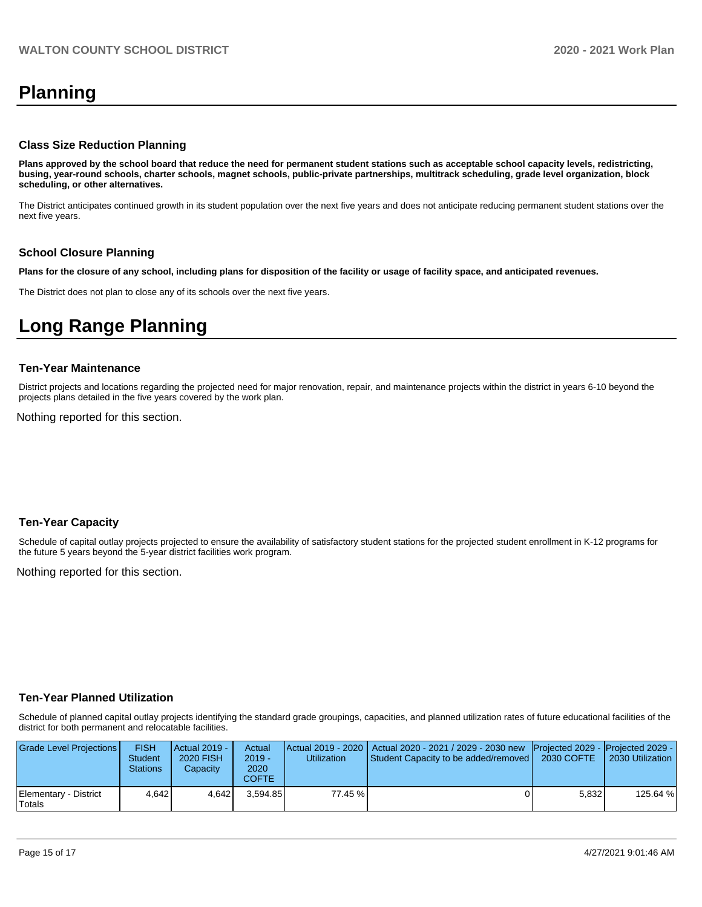# Planning

### Class Size Reduction Planning

**Plans approved by the school board that reduce the need for permanent student stations such as acceptable school capacity levels, redistricting, busing, year-round schools, charter schools, magnet schools, public-private partnerships, multitrack scheduling, grade level organization, block scheduling, or other alternatives.**

The District anticipates continued growth in its student population over the next five years and does not anticipate reducing permanent student stations over the next five years.

### School Closure Planning

**Plans for the closure of any school, including plans for disposition of the facility or usage of facility space, and anticipated revenues.**

The District does not plan to close any of its schools over the next five years.

# Long Range Planning

### Ten-Year Maintenance

District projects and locations regarding the projected need for major renovation, repair, and maintenance projects within the district in years 6-10 beyond the projects plans detailed in the five years covered by the work plan.

Nothing reported for this section.

### Ten-Year Capacity

Schedule of capital outlay projects projected to ensure the availability of satisfactory student stations for the projected student enrollment in K-12 programs for the future 5 years beyond the 5-year district facilities work program.

Nothing reported for this section.

### Ten-Year Planned Utilization

Schedule of planned capital outlay projects identifying the standard grade groupings, capacities, and planned utilization rates of future educational facilities of the district for both permanent and relocatable facilities.

| Grade Level Projections | FISH Student Stations | Actual 2019 - 2020 FISH Capacity | Actual 2019 - 2020 COFTE | Actual 2019 - 2020 Utilization | Actual 2020 - 2021 / 2029 - 2030 new Student Capacity to be added/removed | Projected 2029 - 2030 COFTE | Projected 2029 - 2030 Utilization |
|---|---|---|---|---|---|---|---|
| Elementary - District Totals | 4,642 | 4,642 | 3,594.85 | 77.45 % | 0 | 5,832 | 125.64 % |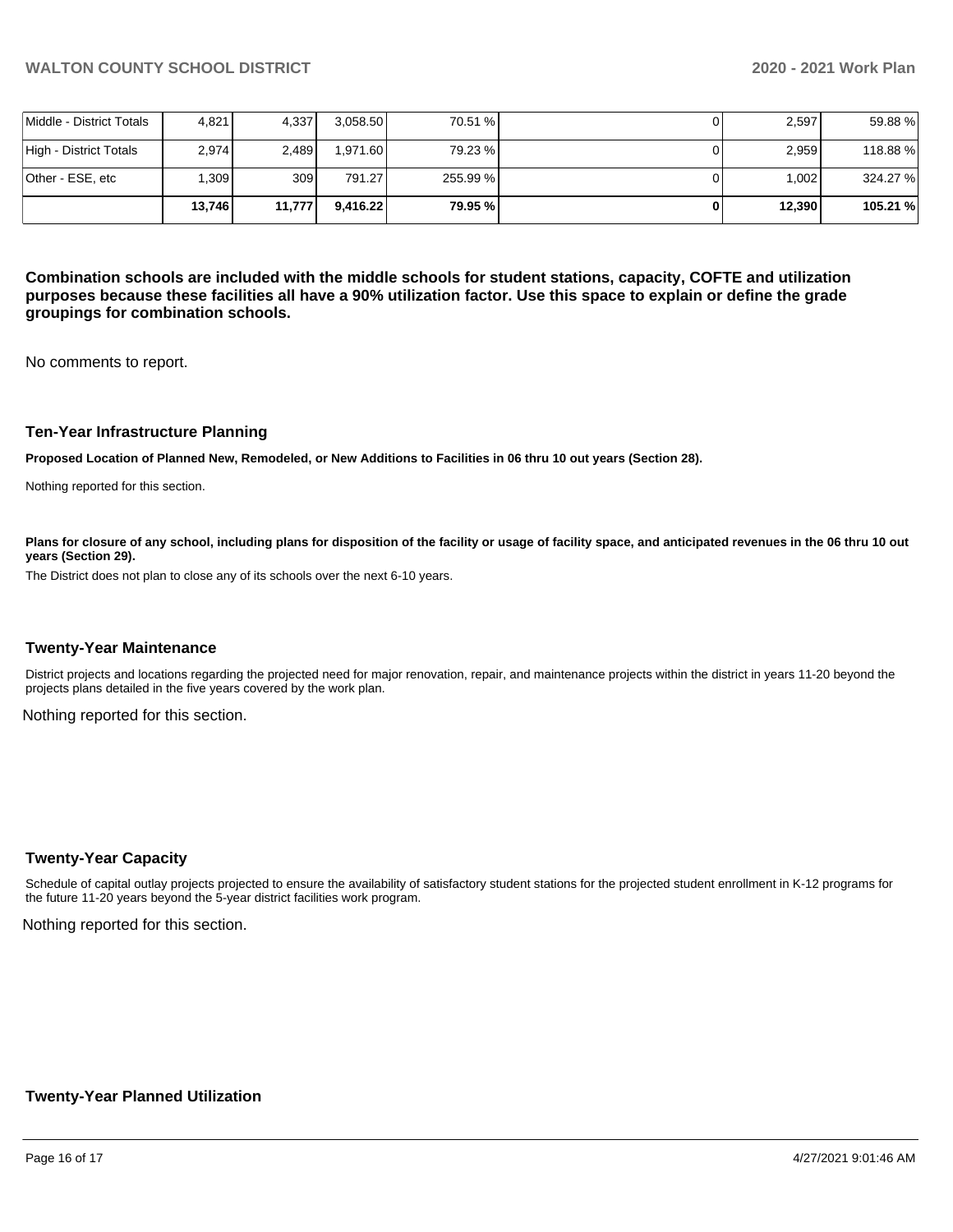| Middle - District Totals | 4,821 | 4,337 | 3,058.50 | 70.51 % | 0 | 2,597 | 59.88 % |
|---|---|---|---|---|---|---|---|
| High - District Totals | 2,974 | 2,489 | 1,971.60 | 79.23 % | 0 | 2,959 | 118.88 % |
| Other - ESE, etc | 1,309 | 309 | 791.27 | 255.99 % | 0 | 1,002 | 324.27 % |
| | **13,746** | **11,777** | **9,416.22** | **79.95 %** | **0** | **12,390** | **105.21 %** |

**Combination schools are included with the middle schools for student stations, capacity, COFTE and utilization purposes because these facilities all have a 90% utilization factor. Use this space to explain or define the grade groupings for combination schools.**

No comments to report.

### Ten-Year Infrastructure Planning

**Proposed Location of Planned New, Remodeled, or New Additions to Facilities in 06 thru 10 out years (Section 28).**

Nothing reported for this section.

**Plans for closure of any school, including plans for disposition of the facility or usage of facility space, and anticipated revenues in the 06 thru 10 out years (Section 29).**

The District does not plan to close any of its schools over the next 6-10 years.

### Twenty-Year Maintenance

District projects and locations regarding the projected need for major renovation, repair, and maintenance projects within the district in years 11-20 beyond the projects plans detailed in the five years covered by the work plan.

Nothing reported for this section.

### Twenty-Year Capacity

Schedule of capital outlay projects projected to ensure the availability of satisfactory student stations for the projected student enrollment in K-12 programs for the future 11-20 years beyond the 5-year district facilities work program.

Nothing reported for this section.

### Twenty-Year Planned Utilization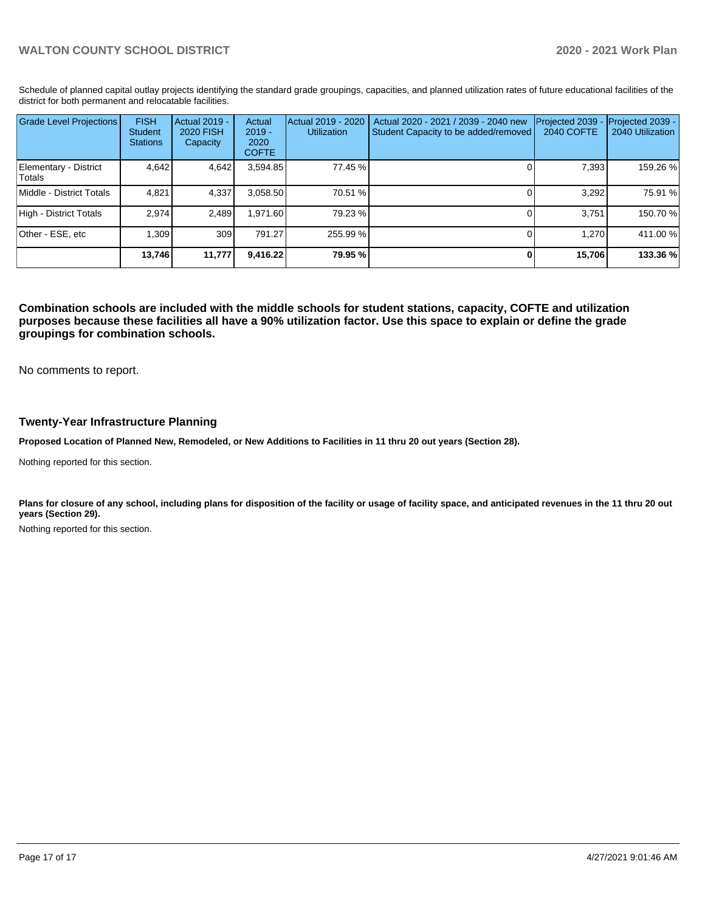Schedule of planned capital outlay projects identifying the standard grade groupings, capacities, and planned utilization rates of future educational facilities of the district for both permanent and relocatable facilities.

| Grade Level Projections | FISH Student Stations | Actual 2019 - 2020 FISH Capacity | Actual 2019 - 2020 COFTE | Actual 2019 - 2020 Utilization | Actual 2020 - 2021 / 2039 - 2040 new Student Capacity to be added/removed | Projected 2039 - 2040 COFTE | Projected 2039 - 2040 Utilization |
|---|---|---|---|---|---|---|---|
| Elementary - District Totals | 4,642 | 4,642 | 3,594.85 | 77.45 % | 0 | 7,393 | 159.26 % |
| Middle - District Totals | 4,821 | 4,337 | 3,058.50 | 70.51 % | 0 | 3,292 | 75.91 % |
| High - District Totals | 2,974 | 2,489 | 1,971.60 | 79.23 % | 0 | 3,751 | 150.70 % |
| Other - ESE, etc | 1,309 | 309 | 791.27 | 255.99 % | 0 | 1,270 | 411.00 % |
| | **13,746** | **11,777** | **9,416.22** | **79.95 %** | **0** | **15,706** | **133.36 %** |

**Combination schools are included with the middle schools for student stations, capacity, COFTE and utilization purposes because these facilities all have a 90% utilization factor. Use this space to explain or define the grade groupings for combination schools.**

No comments to report.

## Twenty-Year Infrastructure Planning

**Proposed Location of Planned New, Remodeled, or New Additions to Facilities in 11 thru 20 out years (Section 28).**

Nothing reported for this section.

**Plans for closure of any school, including plans for disposition of the facility or usage of facility space, and anticipated revenues in the 11 thru 20 out years (Section 29).**

Nothing reported for this section.